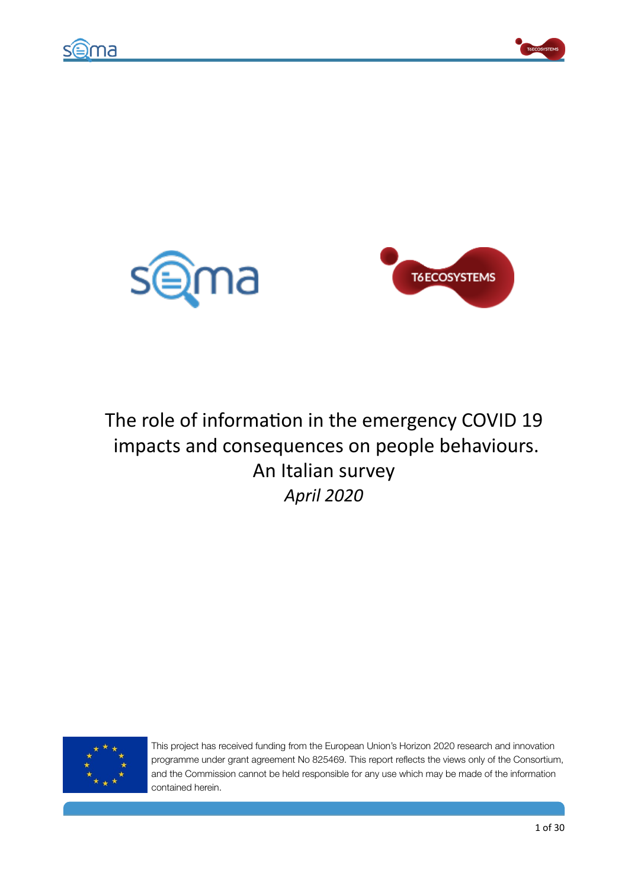# The role of information in the emergency COVID 19 impacts and consequences on people behaviours. An Italian survey

*April 2020*

This project has received funding from the European Union's Horizon 2020 research and innovation programme under grant agreement No 825469. This report reflects the views only of the Consortium, and the Commission cannot be held responsible for any use which may be made of the information contained herein.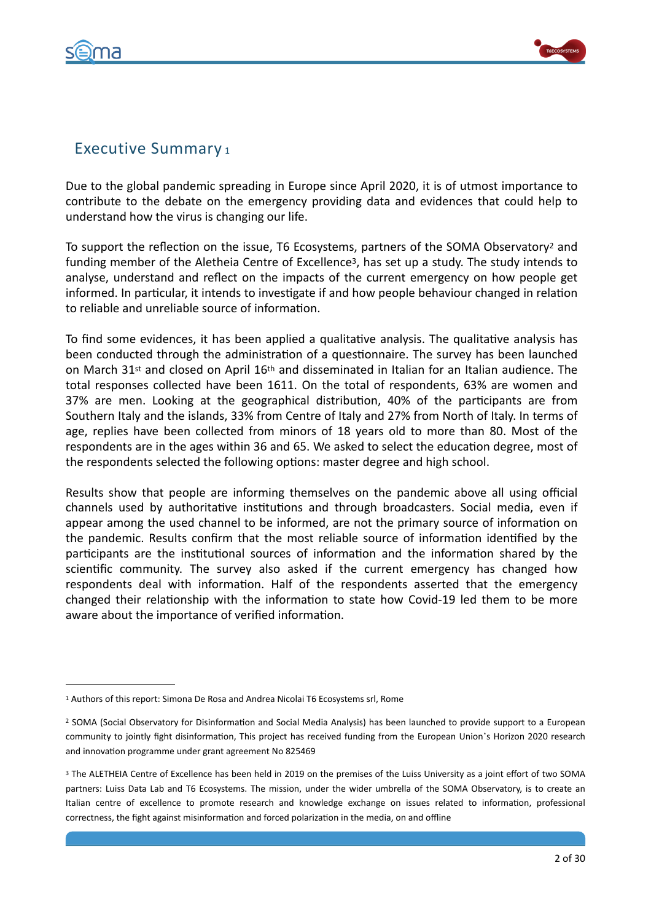## Executive Summary [1]

Due to the global pandemic spreading in Europe since April 2020, it is of utmost importance to contribute to the debate on the emergency providing data and evidences that could help to understand how the virus is changing our life.

To support the reflection on the issue, T6 Ecosystems, partners of the SOMA Observatory[2] and funding member of the Aletheia Centre of Excellence[3], has set up a study. The study intends to analyse, understand and reflect on the impacts of the current emergency on how people get informed. In particular, it intends to investigate if and how people behaviour changed in relation to reliable and unreliable source of information.

To find some evidences, it has been applied a qualitative analysis. The qualitative analysis has been conducted through the administration of a questionnaire. The survey has been launched on March 31st and closed on April 16th and disseminated in Italian for an Italian audience. The total responses collected have been 1611. On the total of respondents, 63% are women and 37% are men. Looking at the geographical distribution, 40% of the participants are from Southern Italy and the islands, 33% from Centre of Italy and 27% from North of Italy. In terms of age, replies have been collected from minors of 18 years old to more than 80. Most of the respondents are in the ages within 36 and 65. We asked to select the education degree, most of the respondents selected the following options: master degree and high school.

Results show that people are informing themselves on the pandemic above all using official channels used by authoritative institutions and through broadcasters. Social media, even if appear among the used channel to be informed, are not the primary source of information on the pandemic. Results confirm that the most reliable source of information identified by the participants are the institutional sources of information and the information shared by the scientific community. The survey also asked if the current emergency has changed how respondents deal with information. Half of the respondents asserted that the emergency changed their relationship with the information to state how Covid-19 led them to be more aware about the importance of verified information.

---

[1] Authors of this report: Simona De Rosa and Andrea Nicolai T6 Ecosystems srl, Rome

[2] SOMA (Social Observatory for Disinformation and Social Media Analysis) has been launched to provide support to a European community to jointly fight disinformation, This project has received funding from the European Union's Horizon 2020 research and innovation programme under grant agreement No 825469

[3] The ALETHEIA Centre of Excellence has been held in 2019 on the premises of the Luiss University as a joint effort of two SOMA partners: Luiss Data Lab and T6 Ecosystems. The mission, under the wider umbrella of the SOMA Observatory, is to create an Italian centre of excellence to promote research and knowledge exchange on issues related to information, professional correctness, the fight against misinformation and forced polarization in the media, on and offline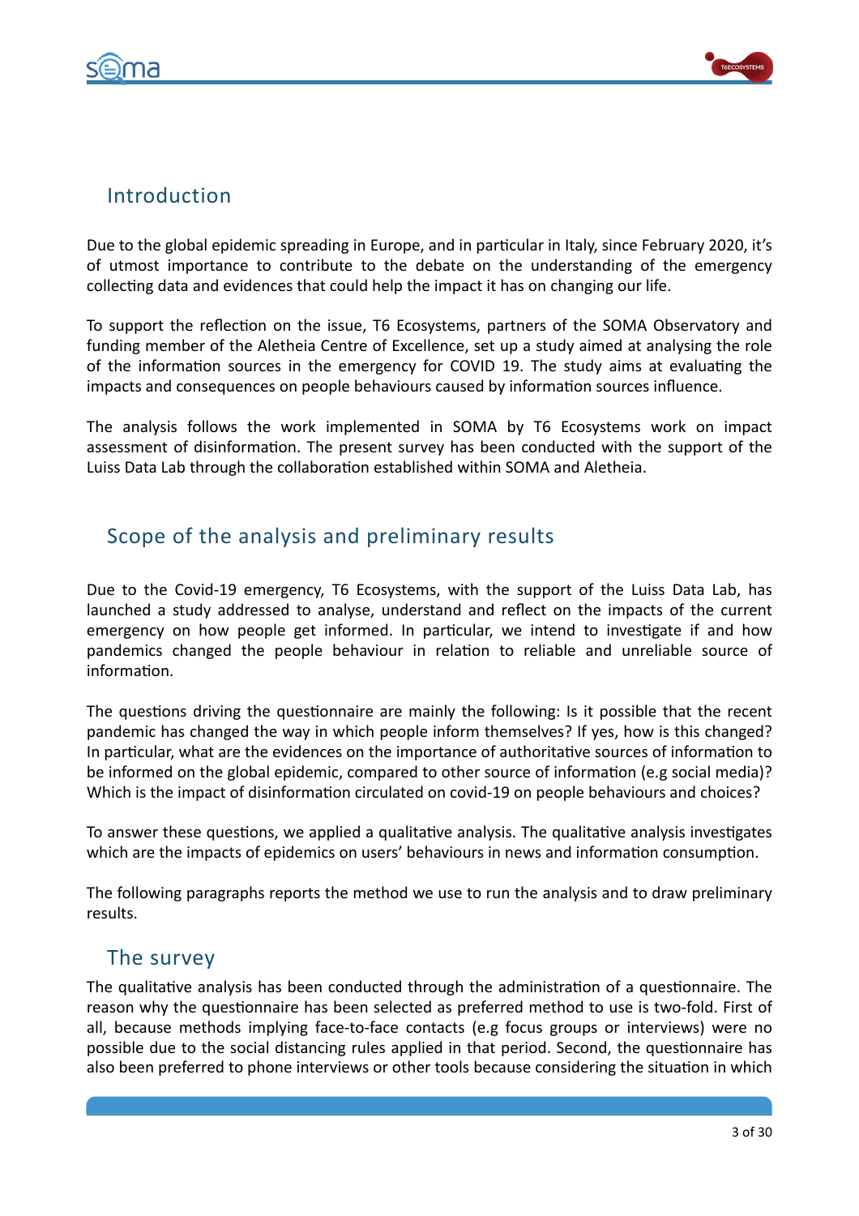## Introduction

Due to the global epidemic spreading in Europe, and in particular in Italy, since February 2020, it's of utmost importance to contribute to the debate on the understanding of the emergency collecting data and evidences that could help the impact it has on changing our life.

To support the reflection on the issue, T6 Ecosystems, partners of the SOMA Observatory and funding member of the Aletheia Centre of Excellence, set up a study aimed at analysing the role of the information sources in the emergency for COVID 19. The study aims at evaluating the impacts and consequences on people behaviours caused by information sources influence.

The analysis follows the work implemented in SOMA by T6 Ecosystems work on impact assessment of disinformation. The present survey has been conducted with the support of the Luiss Data Lab through the collaboration established within SOMA and Aletheia.

## Scope of the analysis and preliminary results

Due to the Covid-19 emergency, T6 Ecosystems, with the support of the Luiss Data Lab, has launched a study addressed to analyse, understand and reflect on the impacts of the current emergency on how people get informed. In particular, we intend to investigate if and how pandemics changed the people behaviour in relation to reliable and unreliable source of information.

The questions driving the questionnaire are mainly the following: Is it possible that the recent pandemic has changed the way in which people inform themselves? If yes, how is this changed? In particular, what are the evidences on the importance of authoritative sources of information to be informed on the global epidemic, compared to other source of information (e.g social media)? Which is the impact of disinformation circulated on covid-19 on people behaviours and choices?

To answer these questions, we applied a qualitative analysis. The qualitative analysis investigates which are the impacts of epidemics on users' behaviours in news and information consumption.

The following paragraphs reports the method we use to run the analysis and to draw preliminary results.

### The survey

The qualitative analysis has been conducted through the administration of a questionnaire. The reason why the questionnaire has been selected as preferred method to use is two-fold. First of all, because methods implying face-to-face contacts (e.g focus groups or interviews) were no possible due to the social distancing rules applied in that period. Second, the questionnaire has also been preferred to phone interviews or other tools because considering the situation in which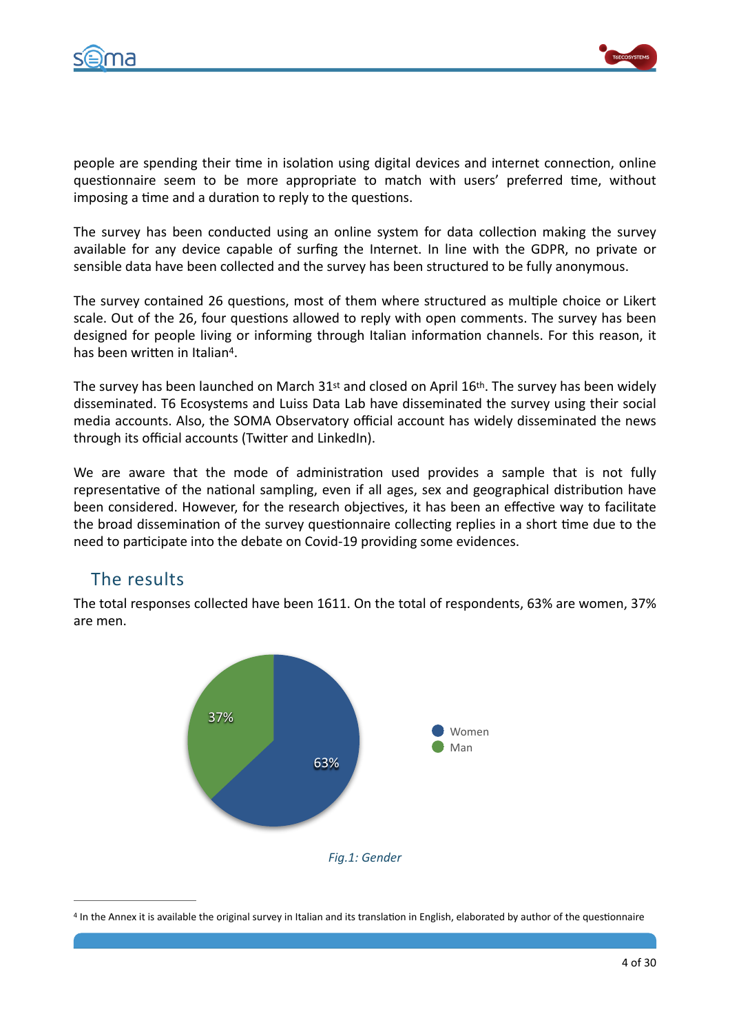people are spending their time in isolation using digital devices and internet connection, online questionnaire seem to be more appropriate to match with users' preferred time, without imposing a time and a duration to reply to the questions.

The survey has been conducted using an online system for data collection making the survey available for any device capable of surfing the Internet. In line with the GDPR, no private or sensible data have been collected and the survey has been structured to be fully anonymous.

The survey contained 26 questions, most of them where structured as multiple choice or Likert scale. Out of the 26, four questions allowed to reply with open comments. The survey has been designed for people living or informing through Italian information channels. For this reason, it has been written in Italian[4].

The survey has been launched on March 31st and closed on April 16th. The survey has been widely disseminated. T6 Ecosystems and Luiss Data Lab have disseminated the survey using their social media accounts. Also, the SOMA Observatory official account has widely disseminated the news through its official accounts (Twitter and LinkedIn).

We are aware that the mode of administration used provides a sample that is not fully representative of the national sampling, even if all ages, sex and geographical distribution have been considered. However, for the research objectives, it has been an effective way to facilitate the broad dissemination of the survey questionnaire collecting replies in a short time due to the need to participate into the debate on Covid-19 providing some evidences.

## The results

The total responses collected have been 1611. On the total of respondents, 63% are women, 37% are men.

| Gender | % |
|---|---|
| Women | 63% |
| Man | 37% |

*Fig.1: Gender*

[4] In the Annex it is available the original survey in Italian and its translation in English, elaborated by author of the questionnaire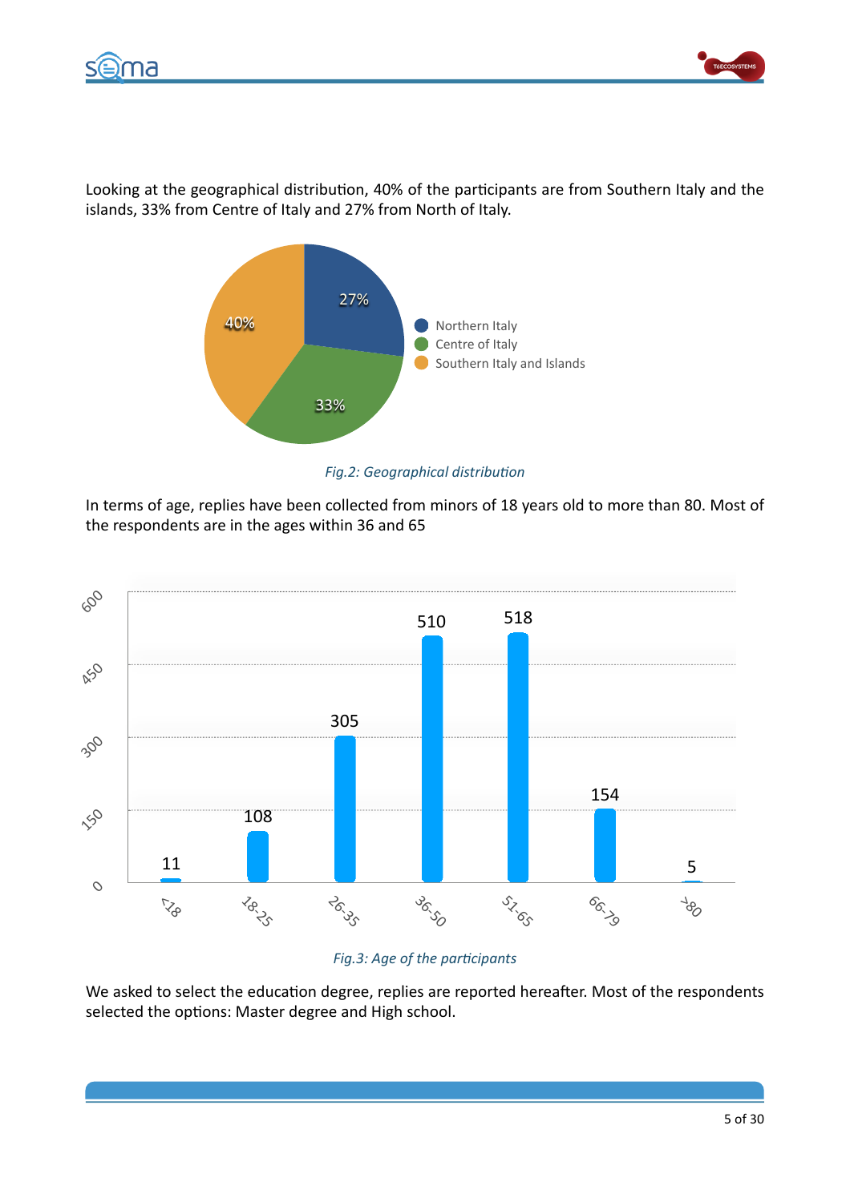Looking at the geographical distribution, 40% of the participants are from Southern Italy and the islands, 33% from Centre of Italy and 27% from North of Italy.

*Fig.2: Geographical distribution*

In terms of age, replies have been collected from minors of 18 years old to more than 80. Most of the respondents are in the ages within 36 and 65

*Fig.3: Age of the participants*

We asked to select the education degree, replies are reported hereafter. Most of the respondents selected the options: Master degree and High school.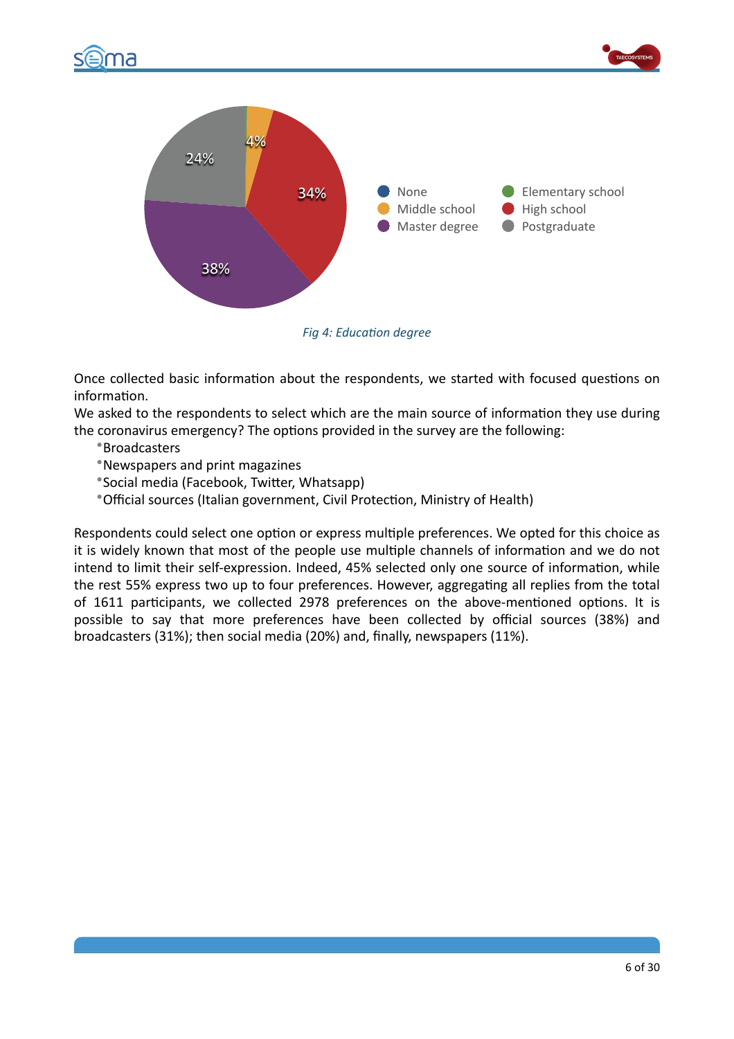Fig 4: Education degree

Once collected basic information about the respondents, we started with focused questions on information.

We asked to the respondents to select which are the main source of information they use during the coronavirus emergency? The options provided in the survey are the following:

- Broadcasters
- Newspapers and print magazines
- Social media (Facebook, Twitter, Whatsapp)
- Official sources (Italian government, Civil Protection, Ministry of Health)

Respondents could select one option or express multiple preferences. We opted for this choice as it is widely known that most of the people use multiple channels of information and we do not intend to limit their self-expression. Indeed, 45% selected only one source of information, while the rest 55% express two up to four preferences. However, aggregating all replies from the total of 1611 participants, we collected 2978 preferences on the above-mentioned options. It is possible to say that more preferences have been collected by official sources (38%) and broadcasters (31%); then social media (20%) and, finally, newspapers (11%).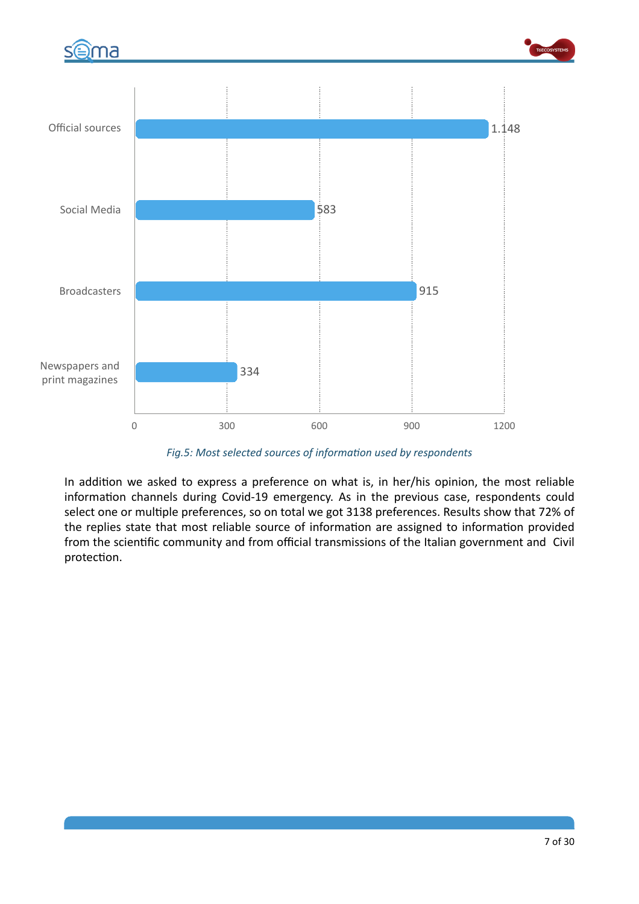| Source | Count |
|---|---|
| Official sources | 1.148 |
| Social Media | 583 |
| Broadcasters | 915 |
| Newspapers and print magazines | 334 |

*Fig.5: Most selected sources of information used by respondents*

In addition we asked to express a preference on what is, in her/his opinion, the most reliable information channels during Covid-19 emergency. As in the previous case, respondents could select one or multiple preferences, so on total we got 3138 preferences. Results show that 72% of the replies state that most reliable source of information are assigned to information provided from the scientific community and from official transmissions of the Italian government and Civil protection.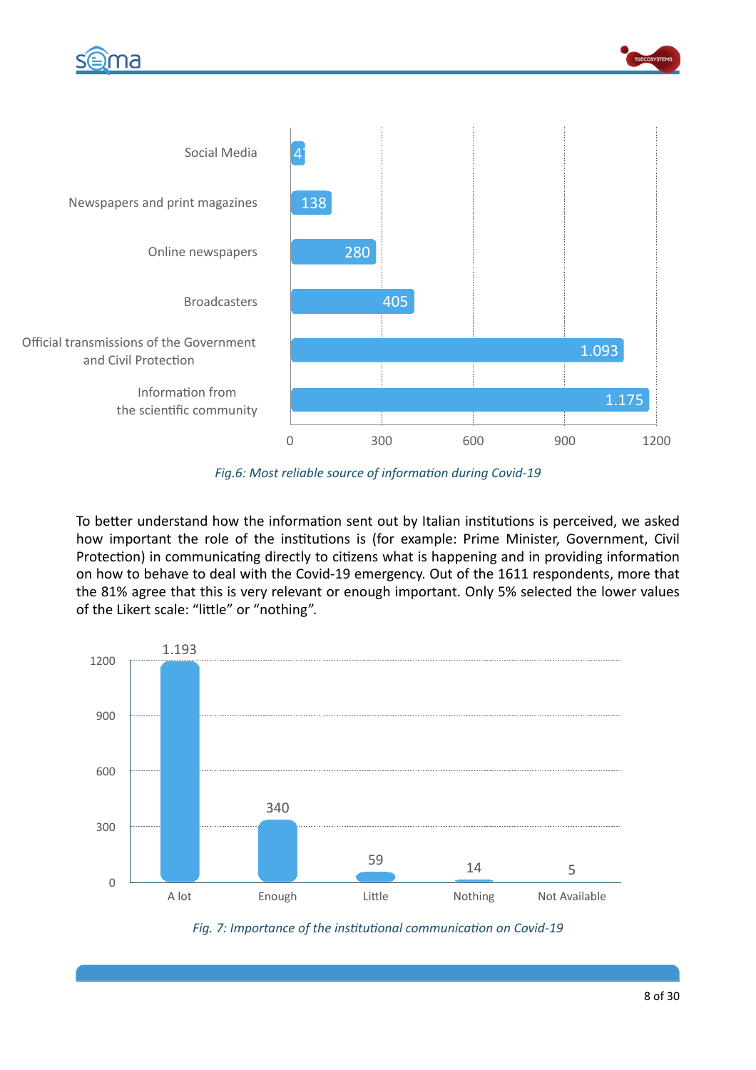| Source | Value |
|---|---|
| Social Media | 47 |
| Newspapers and print magazines | 138 |
| Online newspapers | 280 |
| Broadcasters | 405 |
| Official transmissions of the Government and Civil Protection | 1.093 |
| Information from the scientific community | 1.175 |

*Fig.6: Most reliable source of information during Covid-19*

To better understand how the information sent out by Italian institutions is perceived, we asked how important the role of the institutions is (for example: Prime Minister, Government, Civil Protection) in communicating directly to citizens what is happening and in providing information on how to behave to deal with the Covid-19 emergency. Out of the 1611 respondents, more that the 81% agree that this is very relevant or enough important. Only 5% selected the lower values of the Likert scale: "little" or "nothing".

| Response | Value |
|---|---|
| A lot | 1.193 |
| Enough | 340 |
| Little | 59 |
| Nothing | 14 |
| Not Available | 5 |

*Fig. 7: Importance of the institutional communication on Covid-19*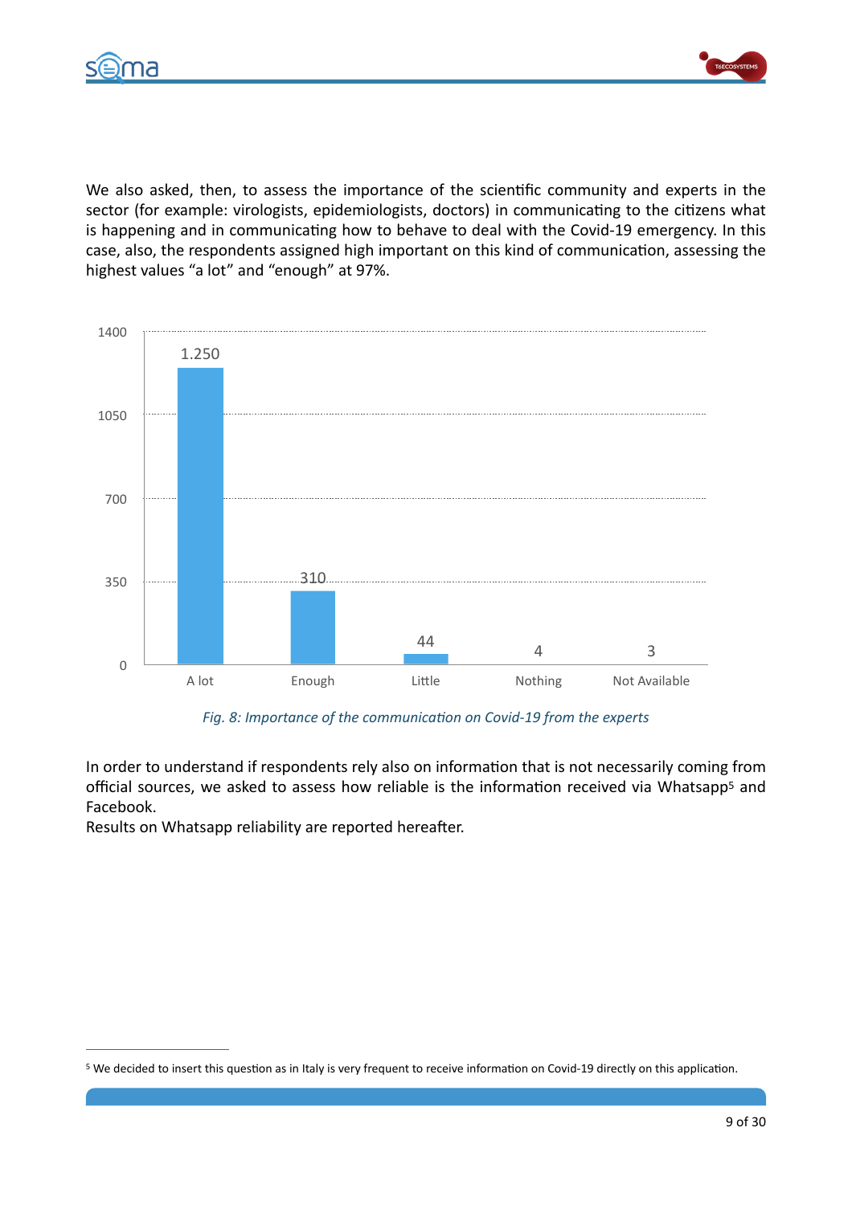We also asked, then, to assess the importance of the scientific community and experts in the sector (for example: virologists, epidemiologists, doctors) in communicating to the citizens what is happening and in communicating how to behave to deal with the Covid-19 emergency. In this case, also, the respondents assigned high important on this kind of communication, assessing the highest values "a lot" and "enough" at 97%.

| | A lot | Enough | Little | Nothing | Not Available |
|---|---|---|---|---|---|
| Respondents | 1.250 | 310 | 44 | 4 | 3 |

*Fig. 8: Importance of the communication on Covid-19 from the experts*

In order to understand if respondents rely also on information that is not necessarily coming from official sources, we asked to assess how reliable is the information received via Whatsapp[5] and Facebook.

Results on Whatsapp reliability are reported hereafter.

[5] We decided to insert this question as in Italy is very frequent to receive information on Covid-19 directly on this application.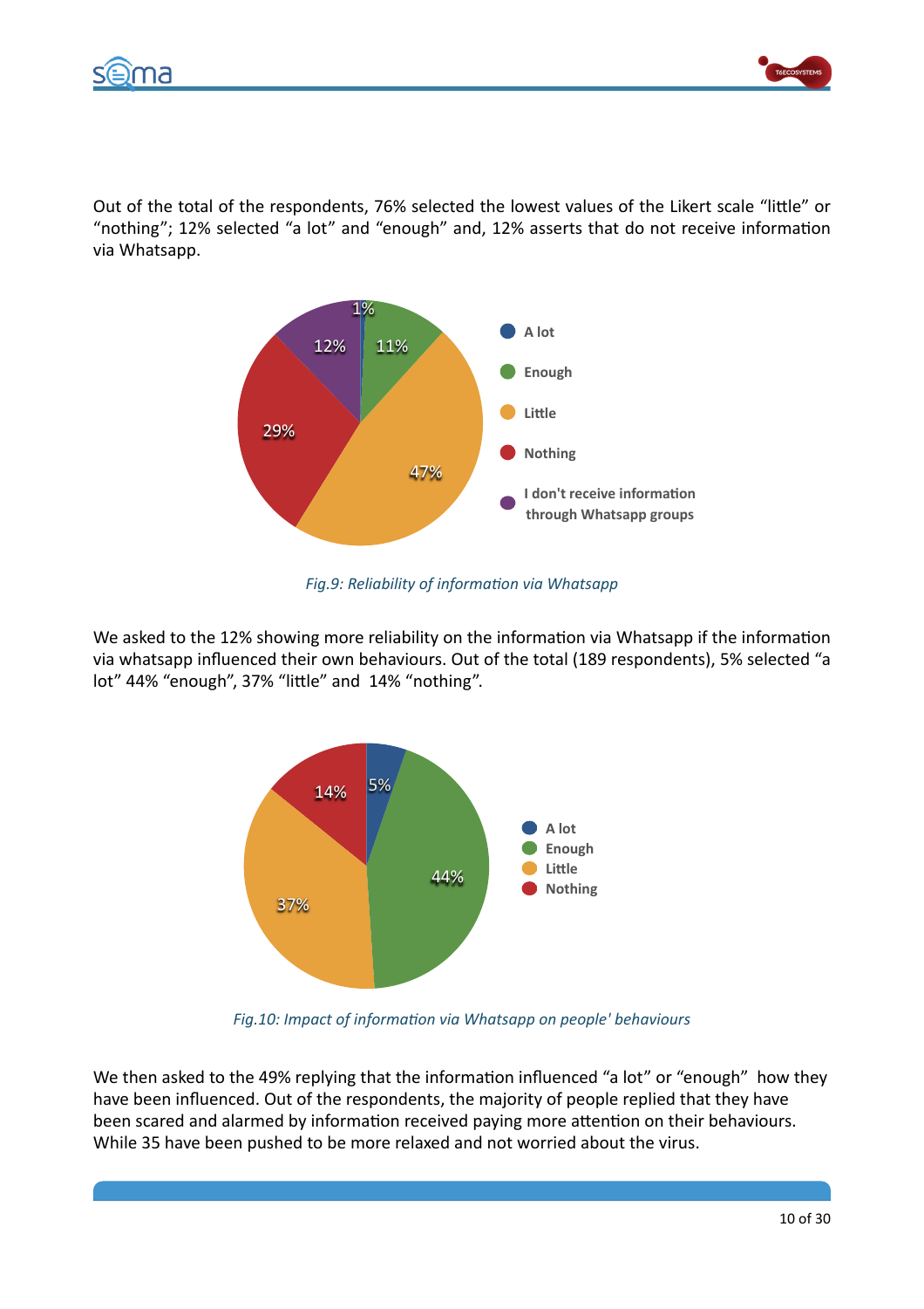Out of the total of the respondents, 76% selected the lowest values of the Likert scale “little” or “nothing”; 12% selected “a lot” and “enough” and, 12% asserts that do not receive information via Whatsapp.

*Fig.9: Reliability of information via Whatsapp*

We asked to the 12% showing more reliability on the information via Whatsapp if the information via whatsapp influenced their own behaviours. Out of the total (189 respondents), 5% selected “a lot” 44% “enough”, 37% “little” and 14% “nothing”.

*Fig.10: Impact of information via Whatsapp on people' behaviours*

We then asked to the 49% replying that the information influenced “a lot” or “enough” how they have been influenced. Out of the respondents, the majority of people replied that they have been scared and alarmed by information received paying more attention on their behaviours. While 35 have been pushed to be more relaxed and not worried about the virus.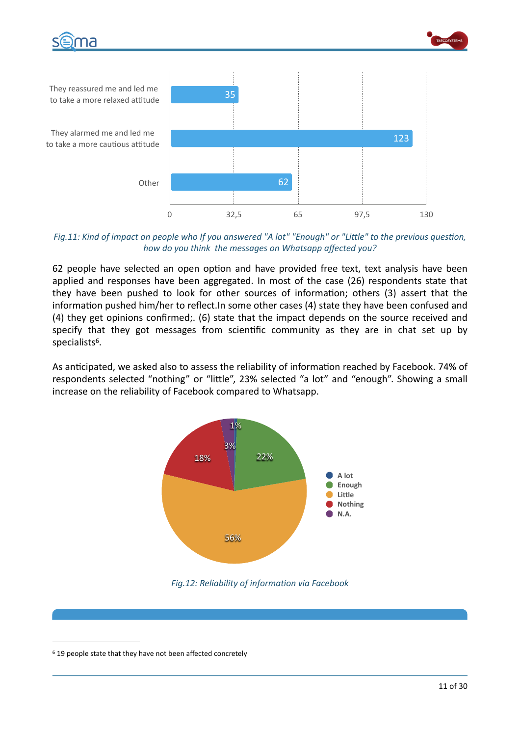*Fig.11: Kind of impact on people who If you answered "A lot" "Enough" or "Little" to the previous question, how do you think the messages on Whatsapp affected you?*

62 people have selected an open option and have provided free text, text analysis have been applied and responses have been aggregated. In most of the case (26) respondents state that they have been pushed to look for other sources of information; others (3) assert that the information pushed him/her to reflect.In some other cases (4) state they have been confused and (4) they get opinions confirmed;. (6) state that the impact depends on the source received and specify that they got messages from scientific community as they are in chat set up by specialists[6].

As anticipated, we asked also to assess the reliability of information reached by Facebook. 74% of respondents selected "nothing" or "little", 23% selected "a lot" and "enough". Showing a small increase on the reliability of Facebook compared to Whatsapp.

*Fig.12: Reliability of information via Facebook*

[6] 19 people state that they have not been affected concretely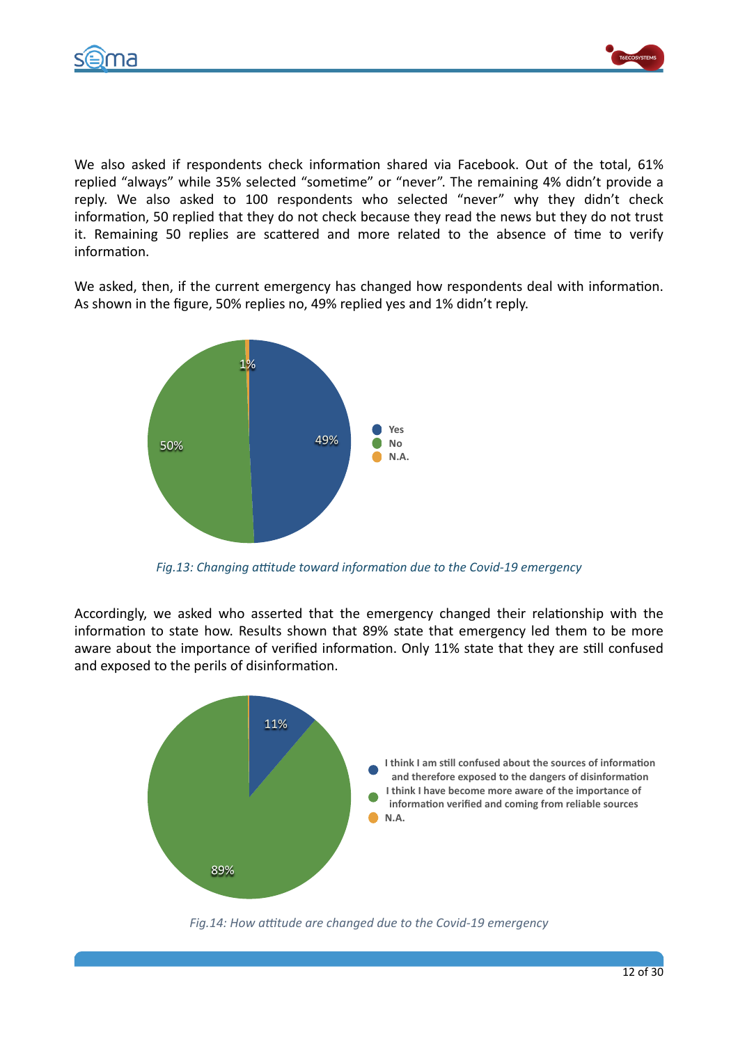We also asked if respondents check information shared via Facebook. Out of the total, 61% replied “always” while 35% selected “sometime” or “never”. The remaining 4% didn’t provide a reply. We also asked to 100 respondents who selected “never” why they didn’t check information, 50 replied that they do not check because they read the news but they do not trust it. Remaining 50 replies are scattered and more related to the absence of time to verify information.

We asked, then, if the current emergency has changed how respondents deal with information. As shown in the figure, 50% replies no, 49% replied yes and 1% didn’t reply.

*Fig.13: Changing attitude toward information due to the Covid-19 emergency*

Accordingly, we asked who asserted that the emergency changed their relationship with the information to state how. Results shown that 89% state that emergency led them to be more aware about the importance of verified information. Only 11% state that they are still confused and exposed to the perils of disinformation.

*Fig.14: How attitude are changed due to the Covid-19 emergency*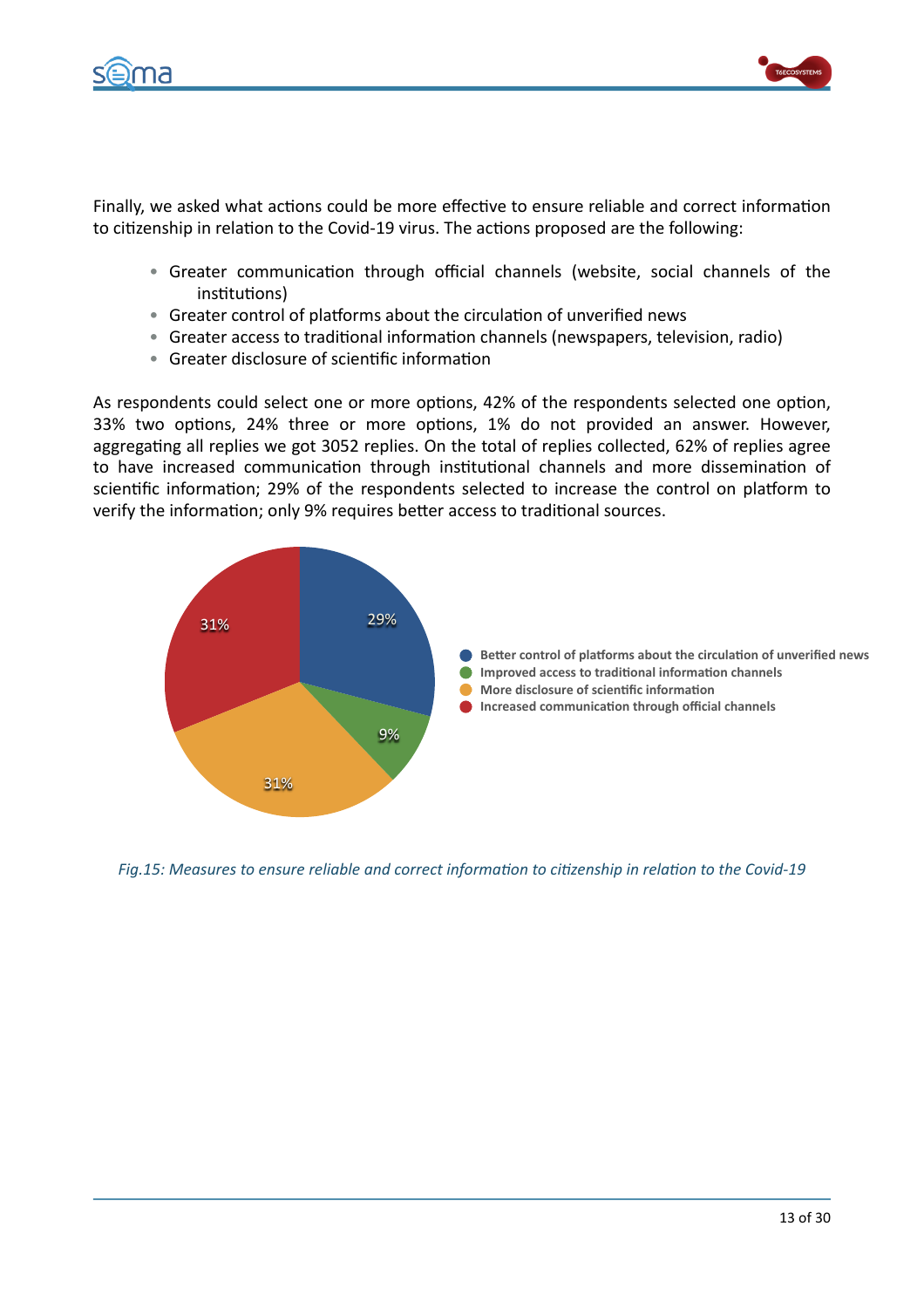Finally, we asked what actions could be more effective to ensure reliable and correct information to citizenship in relation to the Covid-19 virus. The actions proposed are the following:

- Greater communication through official channels (website, social channels of the institutions)
- Greater control of platforms about the circulation of unverified news
- Greater access to traditional information channels (newspapers, television, radio)
- Greater disclosure of scientific information

As respondents could select one or more options, 42% of the respondents selected one option, 33% two options, 24% three or more options, 1% do not provided an answer. However, aggregating all replies we got 3052 replies. On the total of replies collected, 62% of replies agree to have increased communication through institutional channels and more dissemination of scientific information; 29% of the respondents selected to increase the control on platform to verify the information; only 9% requires better access to traditional sources.

*Fig.15: Measures to ensure reliable and correct information to citizenship in relation to the Covid-19*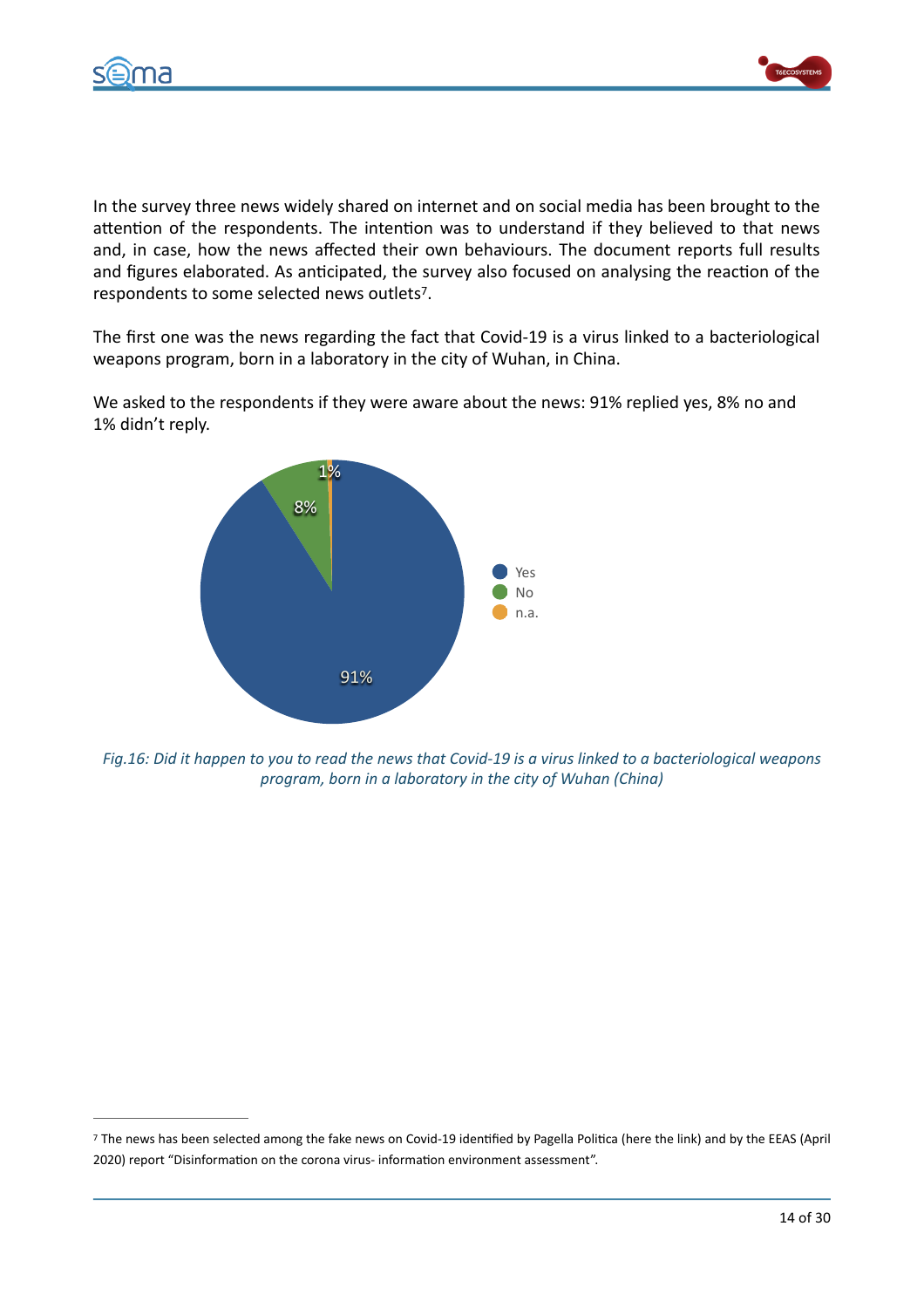In the survey three news widely shared on internet and on social media has been brought to the attention of the respondents. The intention was to understand if they believed to that news and, in case, how the news affected their own behaviours. The document reports full results and figures elaborated. As anticipated, the survey also focused on analysing the reaction of the respondents to some selected news outlets[7].

The first one was the news regarding the fact that Covid-19 is a virus linked to a bacteriological weapons program, born in a laboratory in the city of Wuhan, in China.

We asked to the respondents if they were aware about the news: 91% replied yes, 8% no and 1% didn't reply.

*Fig.16: Did it happen to you to read the news that Covid-19 is a virus linked to a bacteriological weapons program, born in a laboratory in the city of Wuhan (China)*

[7] The news has been selected among the fake news on Covid-19 identified by Pagella Politica (here the link) and by the EEAS (April 2020) report "Disinformation on the corona virus- information environment assessment".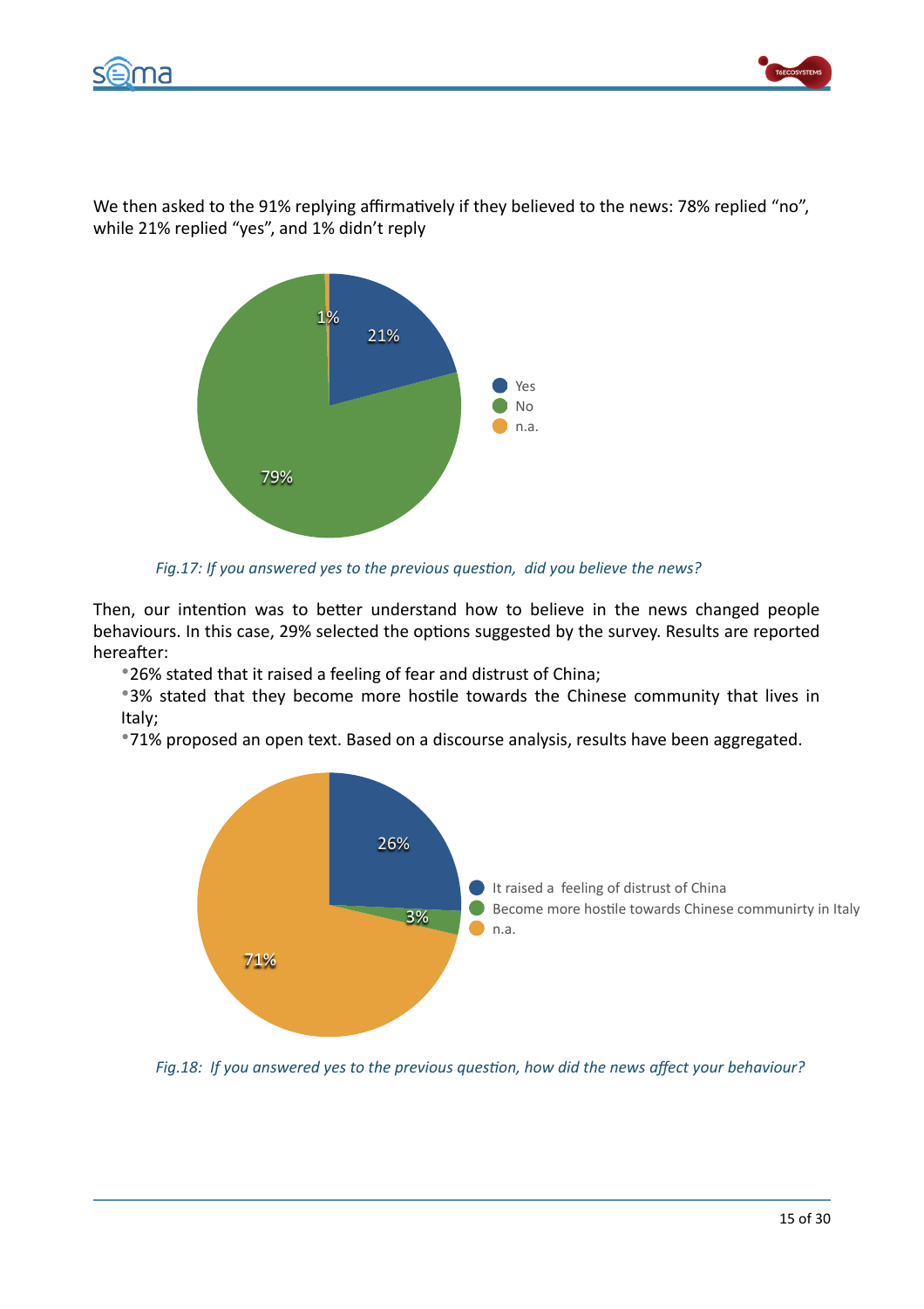We then asked to the 91% replying affirmatively if they believed to the news: 78% replied "no", while 21% replied "yes", and 1% didn't reply

*Fig.17: If you answered yes to the previous question, did you believe the news?*

Then, our intention was to better understand how to believe in the news changed people behaviours. In this case, 29% selected the options suggested by the survey. Results are reported hereafter:

- 26% stated that it raised a feeling of fear and distrust of China;
- 3% stated that they become more hostile towards the Chinese community that lives in Italy;
- 71% proposed an open text. Based on a discourse analysis, results have been aggregated.

*Fig.18: If you answered yes to the previous question, how did the news affect your behaviour?*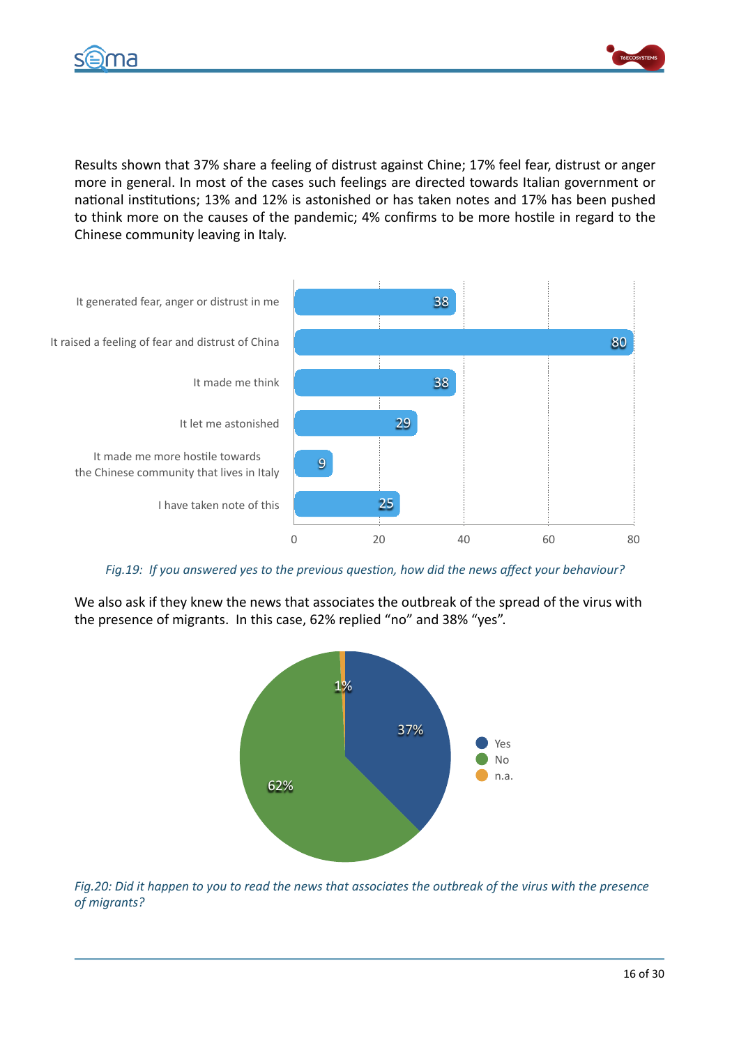Results shown that 37% share a feeling of distrust against Chine; 17% feel fear, distrust or anger more in general. In most of the cases such feelings are directed towards Italian government or national institutions; 13% and 12% is astonished or has taken notes and 17% has been pushed to think more on the causes of the pandemic; 4% confirms to be more hostile in regard to the Chinese community leaving in Italy.

| Response | Count |
|---|---|
| It generated fear, anger or distrust in me | 38 |
| It raised a feeling of fear and distrust of China | 80 |
| It made me think | 38 |
| It let me astonished | 29 |
| It made me more hostile towards the Chinese community that lives in Italy | 9 |
| I have taken note of this | 25 |

*Fig.19: If you answered yes to the previous question, how did the news affect your behaviour?*

We also ask if they knew the news that associates the outbreak of the spread of the virus with the presence of migrants. In this case, 62% replied "no" and 38% "yes".

| Answer | Percentage |
|---|---|
| Yes | 37% |
| No | 62% |
| n.a. | 1% |

*Fig.20: Did it happen to you to read the news that associates the outbreak of the virus with the presence of migrants?*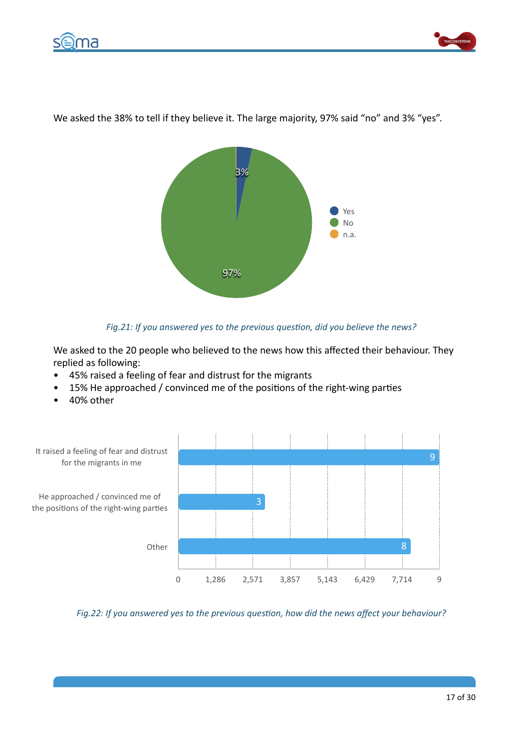We asked the 38% to tell if they believe it. The large majority, 97% said "no" and 3% "yes".

*Fig.21: If you answered yes to the previous question, did you believe the news?*

We asked to the 20 people who believed to the news how this affected their behaviour. They replied as following:

- 45% raised a feeling of fear and distrust for the migrants
- 15% He approached / convinced me of the positions of the right-wing parties
- 40% other

*Fig.22: If you answered yes to the previous question, how did the news affect your behaviour?*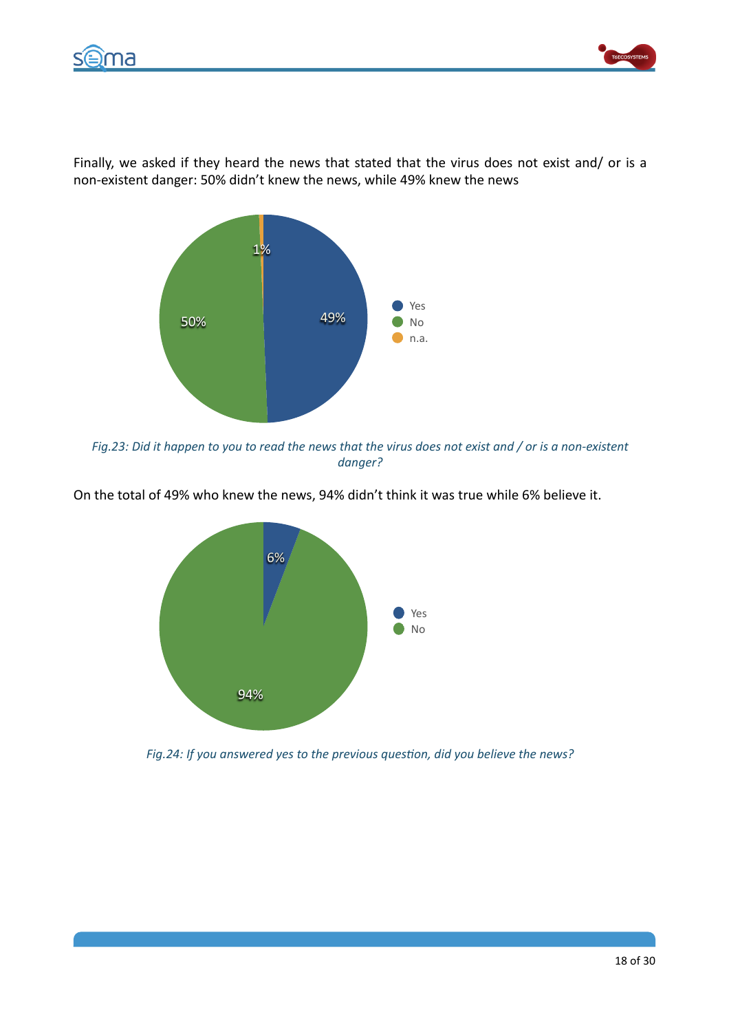Finally, we asked if they heard the news that stated that the virus does not exist and/ or is a non-existent danger: 50% didn't knew the news, while 49% knew the news

*Fig.23: Did it happen to you to read the news that the virus does not exist and / or is a non-existent danger?*

On the total of 49% who knew the news, 94% didn't think it was true while 6% believe it.

*Fig.24: If you answered yes to the previous question, did you believe the news?*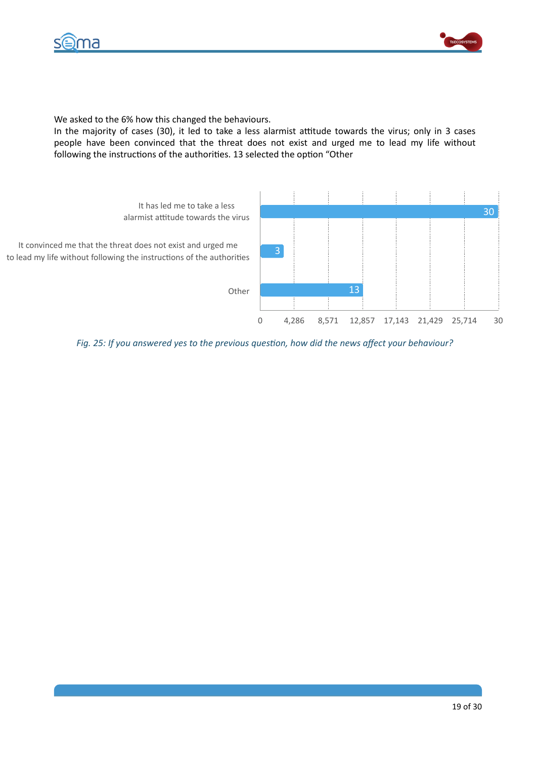We asked to the 6% how this changed the behaviours.

In the majority of cases (30), it led to take a less alarmist attitude towards the virus; only in 3 cases people have been convinced that the threat does not exist and urged me to lead my life without following the instructions of the authorities. 13 selected the option “Other

| Response | Count |
|---|---|
| It has led me to take a less alarmist attitude towards the virus | 30 |
| It convinced me that the threat does not exist and urged me to lead my life without following the instructions of the authorities | 3 |
| Other | 13 |

*Fig. 25: If you answered yes to the previous question, how did the news affect your behaviour?*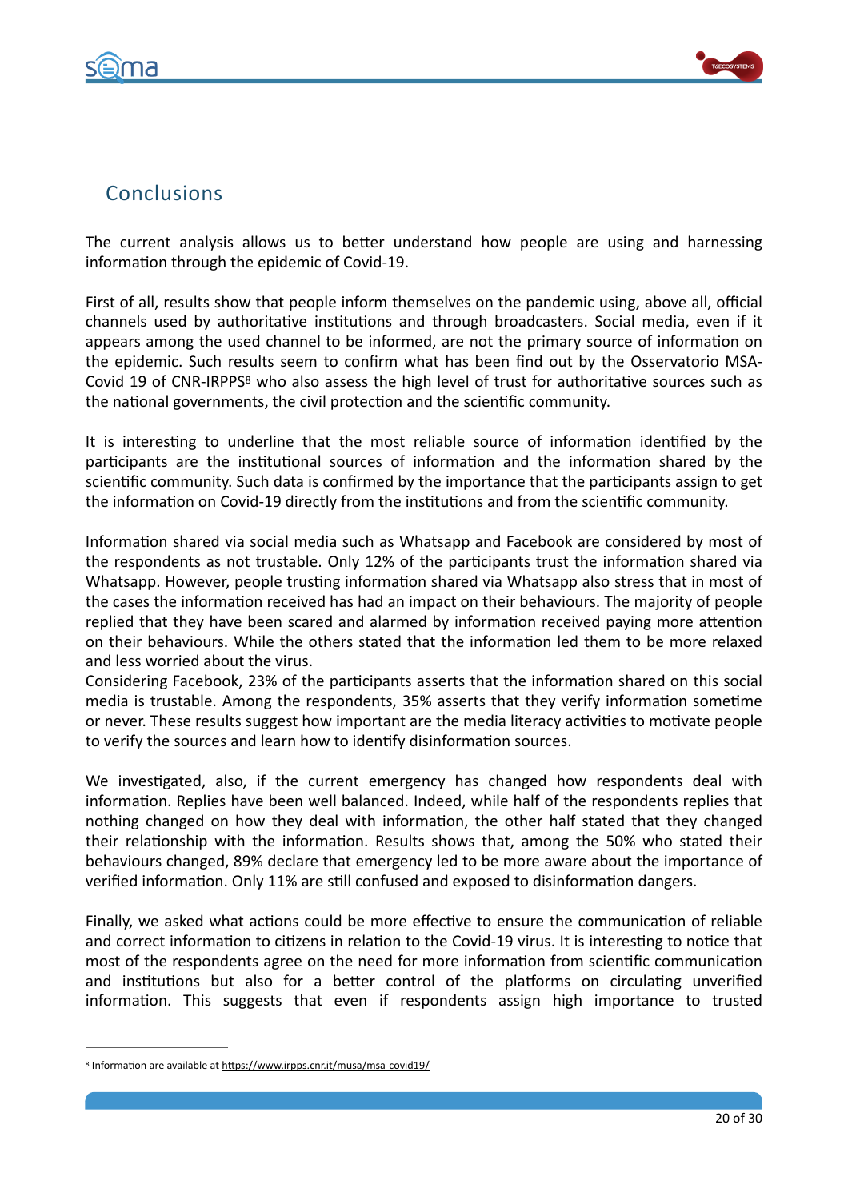## Conclusions

The current analysis allows us to better understand how people are using and harnessing information through the epidemic of Covid-19.

First of all, results show that people inform themselves on the pandemic using, above all, official channels used by authoritative institutions and through broadcasters. Social media, even if it appears among the used channel to be informed, are not the primary source of information on the epidemic. Such results seem to confirm what has been find out by the Osservatorio MSA-Covid 19 of CNR-IRPPS[8] who also assess the high level of trust for authoritative sources such as the national governments, the civil protection and the scientific community.

It is interesting to underline that the most reliable source of information identified by the participants are the institutional sources of information and the information shared by the scientific community. Such data is confirmed by the importance that the participants assign to get the information on Covid-19 directly from the institutions and from the scientific community.

Information shared via social media such as Whatsapp and Facebook are considered by most of the respondents as not trustable. Only 12% of the participants trust the information shared via Whatsapp. However, people trusting information shared via Whatsapp also stress that in most of the cases the information received has had an impact on their behaviours. The majority of people replied that they have been scared and alarmed by information received paying more attention on their behaviours. While the others stated that the information led them to be more relaxed and less worried about the virus.
Considering Facebook, 23% of the participants asserts that the information shared on this social media is trustable. Among the respondents, 35% asserts that they verify information sometime or never. These results suggest how important are the media literacy activities to motivate people to verify the sources and learn how to identify disinformation sources.

We investigated, also, if the current emergency has changed how respondents deal with information. Replies have been well balanced. Indeed, while half of the respondents replies that nothing changed on how they deal with information, the other half stated that they changed their relationship with the information. Results shows that, among the 50% who stated their behaviours changed, 89% declare that emergency led to be more aware about the importance of verified information. Only 11% are still confused and exposed to disinformation dangers.

Finally, we asked what actions could be more effective to ensure the communication of reliable and correct information to citizens in relation to the Covid-19 virus. It is interesting to notice that most of the respondents agree on the need for more information from scientific communication and institutions but also for a better control of the platforms on circulating unverified information. This suggests that even if respondents assign high importance to trusted

[8] Information are available at https://www.irpps.cnr.it/musa/msa-covid19/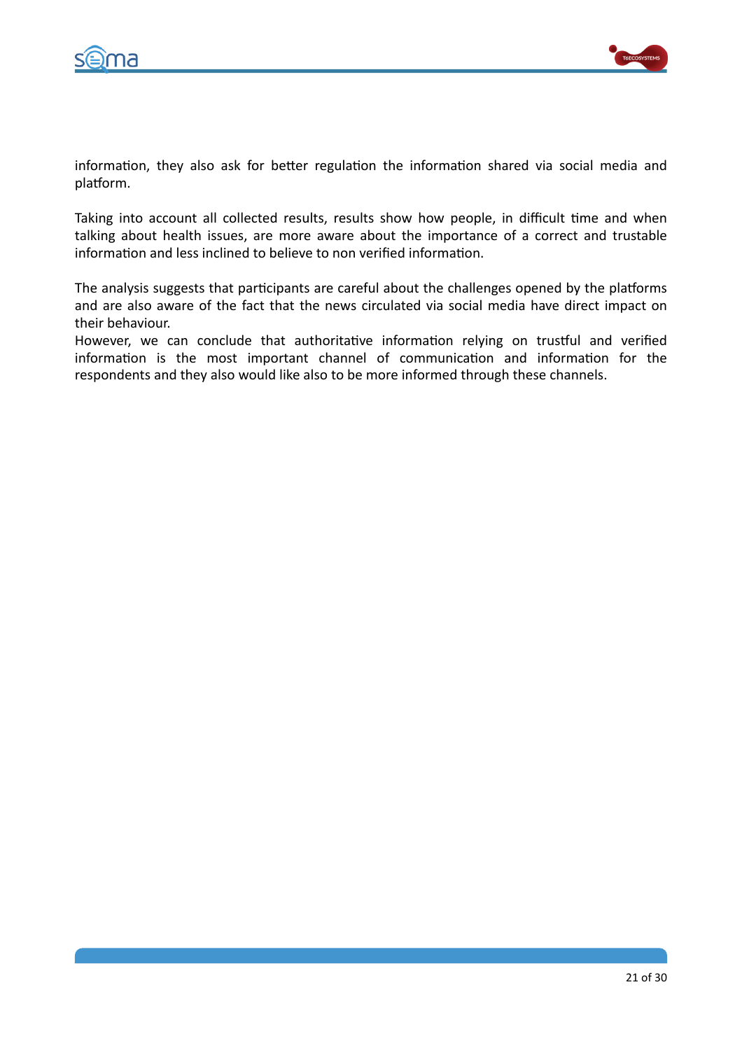information, they also ask for better regulation the information shared via social media and platform.

Taking into account all collected results, results show how people, in difficult time and when talking about health issues, are more aware about the importance of a correct and trustable information and less inclined to believe to non verified information.

The analysis suggests that participants are careful about the challenges opened by the platforms and are also aware of the fact that the news circulated via social media have direct impact on their behaviour.
However, we can conclude that authoritative information relying on trustful and verified information is the most important channel of communication and information for the respondents and they also would like also to be more informed through these channels.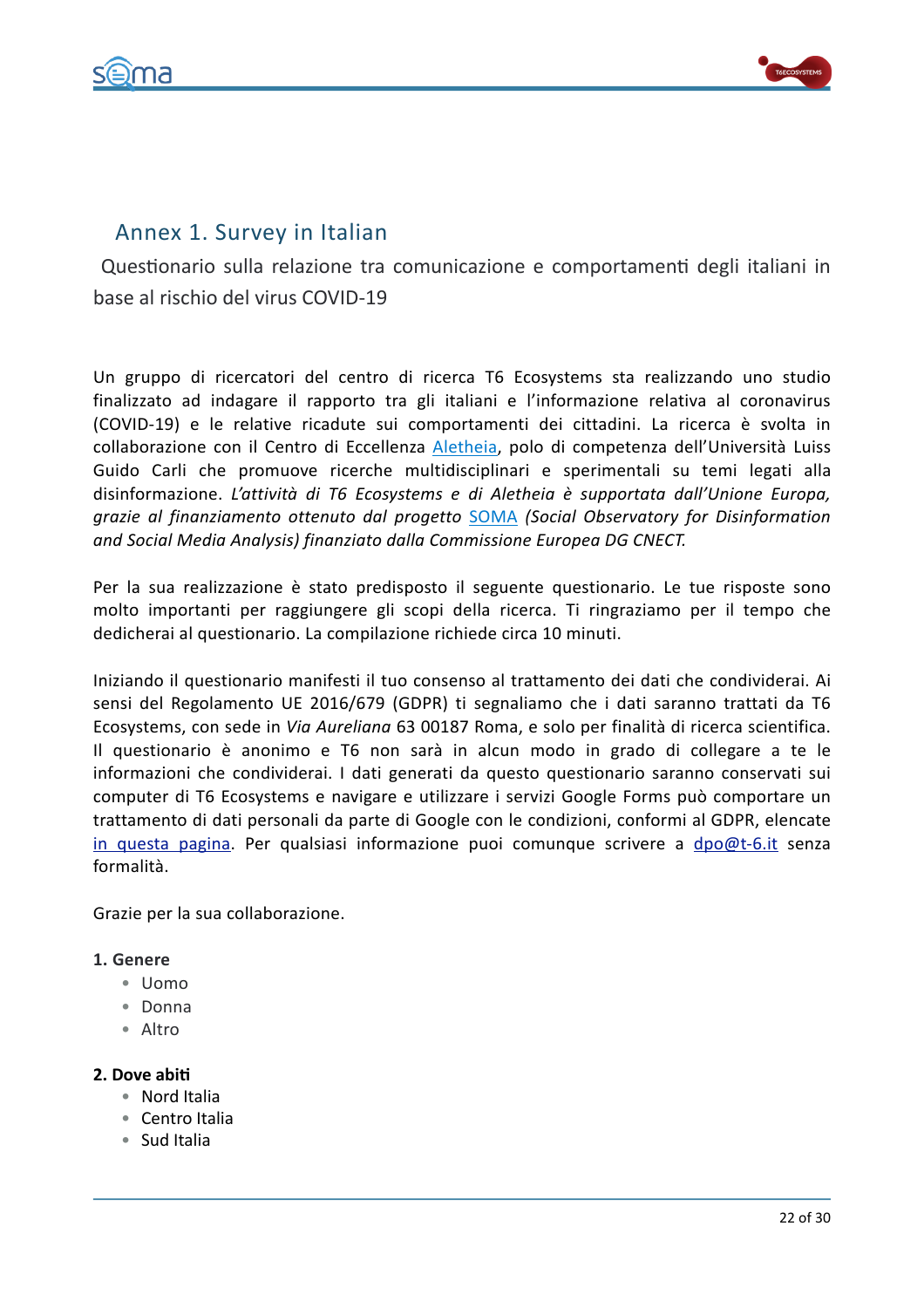## Annex 1. Survey in Italian

Questionario sulla relazione tra comunicazione e comportamenti degli italiani in base al rischio del virus COVID-19

Un gruppo di ricercatori del centro di ricerca T6 Ecosystems sta realizzando uno studio finalizzato ad indagare il rapporto tra gli italiani e l'informazione relativa al coronavirus (COVID-19) e le relative ricadute sui comportamenti dei cittadini. La ricerca è svolta in collaborazione con il Centro di Eccellenza Aletheia, polo di competenza dell'Università Luiss Guido Carli che promuove ricerche multidisciplinari e sperimentali su temi legati alla disinformazione. *L'attività di T6 Ecosystems e di Aletheia è supportata dall'Unione Europa, grazie al finanziamento ottenuto dal progetto* SOMA *(Social Observatory for Disinformation and Social Media Analysis) finanziato dalla Commissione Europea DG CNECT.*

Per la sua realizzazione è stato predisposto il seguente questionario. Le tue risposte sono molto importanti per raggiungere gli scopi della ricerca. Ti ringraziamo per il tempo che dedicherai al questionario. La compilazione richiede circa 10 minuti.

Iniziando il questionario manifesti il tuo consenso al trattamento dei dati che condividerai. Ai sensi del Regolamento UE 2016/679 (GDPR) ti segnaliamo che i dati saranno trattati da T6 Ecosystems, con sede in *Via Aureliana* 63 00187 Roma, e solo per finalità di ricerca scientifica. Il questionario è anonimo e T6 non sarà in alcun modo in grado di collegare a te le informazioni che condividerai. I dati generati da questo questionario saranno conservati sui computer di T6 Ecosystems e navigare e utilizzare i servizi Google Forms può comportare un trattamento di dati personali da parte di Google con le condizioni, conformi al GDPR, elencate in questa pagina. Per qualsiasi informazione puoi comunque scrivere a dpo@t-6.it senza formalità.

Grazie per la sua collaborazione.

**1. Genere**

- Uomo
- Donna
- Altro

**2. Dove abiti**

- Nord Italia
- Centro Italia
- Sud Italia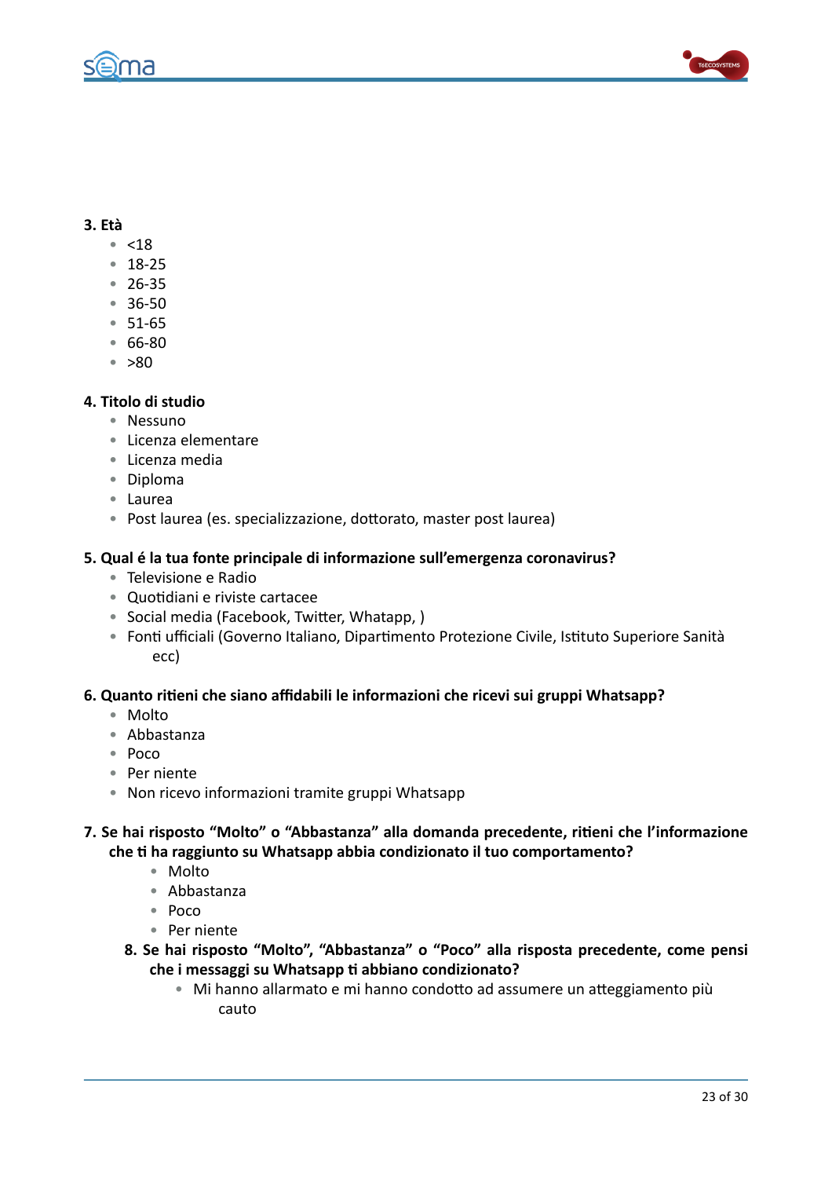**3. Età**

- <18
- 18-25
- 26-35
- 36-50
- 51-65
- 66-80
- >80

**4. Titolo di studio**

- Nessuno
- Licenza elementare
- Licenza media
- Diploma
- Laurea
- Post laurea (es. specializzazione, dottorato, master post laurea)

**5. Qual é la tua fonte principale di informazione sull'emergenza coronavirus?**

- Televisione e Radio
- Quotidiani e riviste cartacee
- Social media (Facebook, Twitter, Whatapp, )
- Fonti ufficiali (Governo Italiano, Dipartimento Protezione Civile, Istituto Superiore Sanità ecc)

**6. Quanto ritieni che siano affidabili le informazioni che ricevi sui gruppi Whatsapp?**

- Molto
- Abbastanza
- Poco
- Per niente
- Non ricevo informazioni tramite gruppi Whatsapp

**7. Se hai risposto "Molto" o "Abbastanza" alla domanda precedente, ritieni che l'informazione che ti ha raggiunto su Whatsapp abbia condizionato il tuo comportamento?**

- Molto
- Abbastanza
- Poco
- Per niente

**8. Se hai risposto "Molto", "Abbastanza" o "Poco" alla risposta precedente, come pensi che i messaggi su Whatsapp ti abbiano condizionato?**

- Mi hanno allarmato e mi hanno condotto ad assumere un atteggiamento più cauto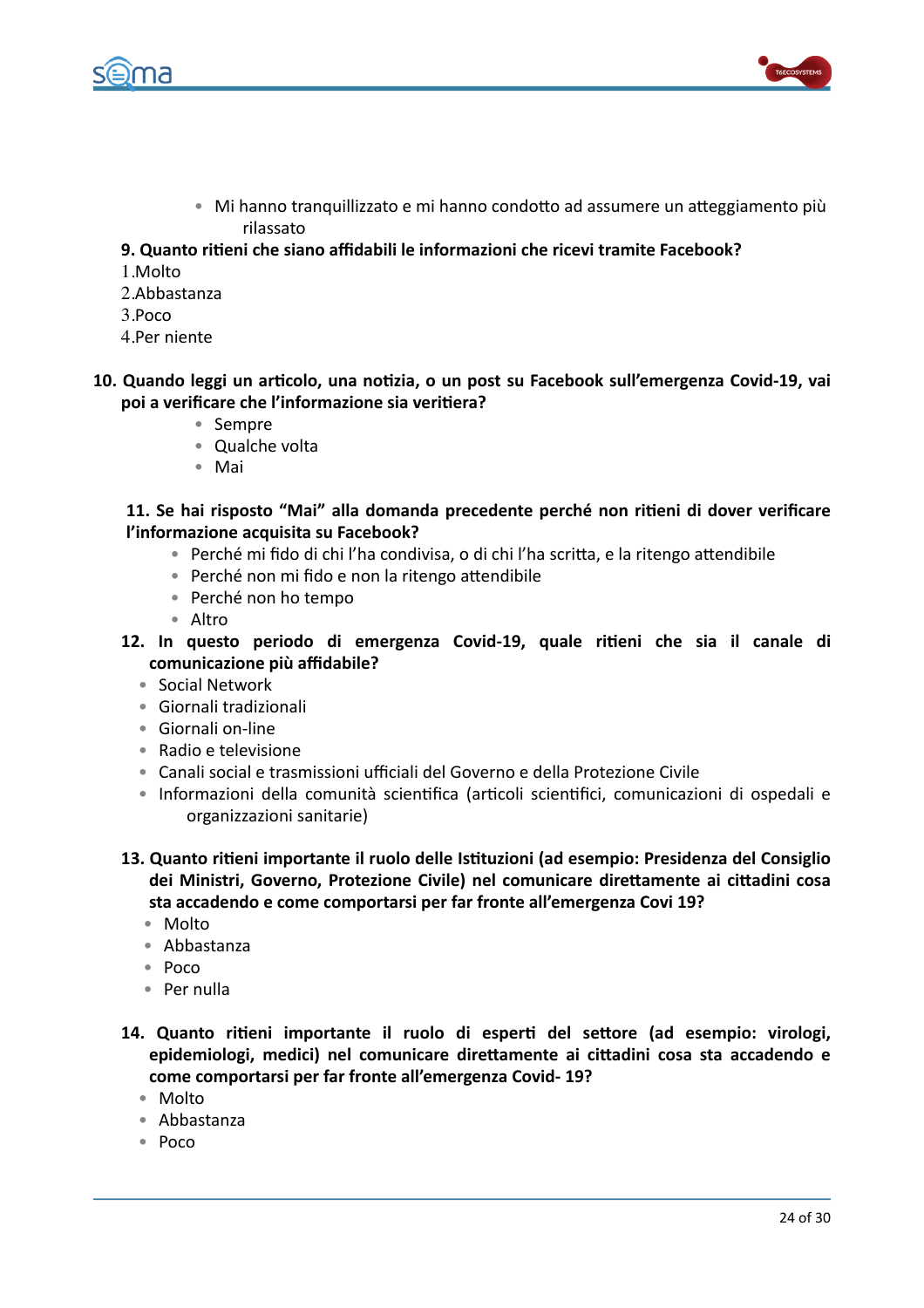- Mi hanno tranquillizzato e mi hanno condotto ad assumere un atteggiamento più rilassato

**9. Quanto ritieni che siano affidabili le informazioni che ricevi tramite Facebook?**

1.Molto
2.Abbastanza
3.Poco
4.Per niente

**10. Quando leggi un articolo, una notizia, o un post su Facebook sull'emergenza Covid-19, vai poi a verificare che l'informazione sia veritiera?**

- Sempre
- Qualche volta
- Mai

**11. Se hai risposto "Mai" alla domanda precedente perché non ritieni di dover verificare l'informazione acquisita su Facebook?**

- Perché mi fido di chi l'ha condivisa, o di chi l'ha scritta, e la ritengo attendibile
- Perché non mi fido e non la ritengo attendibile
- Perché non ho tempo
- Altro

**12. In questo periodo di emergenza Covid-19, quale ritieni che sia il canale di comunicazione più affidabile?**

- Social Network
- Giornali tradizionali
- Giornali on-line
- Radio e televisione
- Canali social e trasmissioni ufficiali del Governo e della Protezione Civile
- Informazioni della comunità scientifica (articoli scientifici, comunicazioni di ospedali e organizzazioni sanitarie)

**13. Quanto ritieni importante il ruolo delle Istituzioni (ad esempio: Presidenza del Consiglio dei Ministri, Governo, Protezione Civile) nel comunicare direttamente ai cittadini cosa sta accadendo e come comportarsi per far fronte all'emergenza Covi 19?**

- Molto
- Abbastanza
- Poco
- Per nulla

**14. Quanto ritieni importante il ruolo di esperti del settore (ad esempio: virologi, epidemiologi, medici) nel comunicare direttamente ai cittadini cosa sta accadendo e come comportarsi per far fronte all'emergenza Covid- 19?**

- Molto
- Abbastanza
- Poco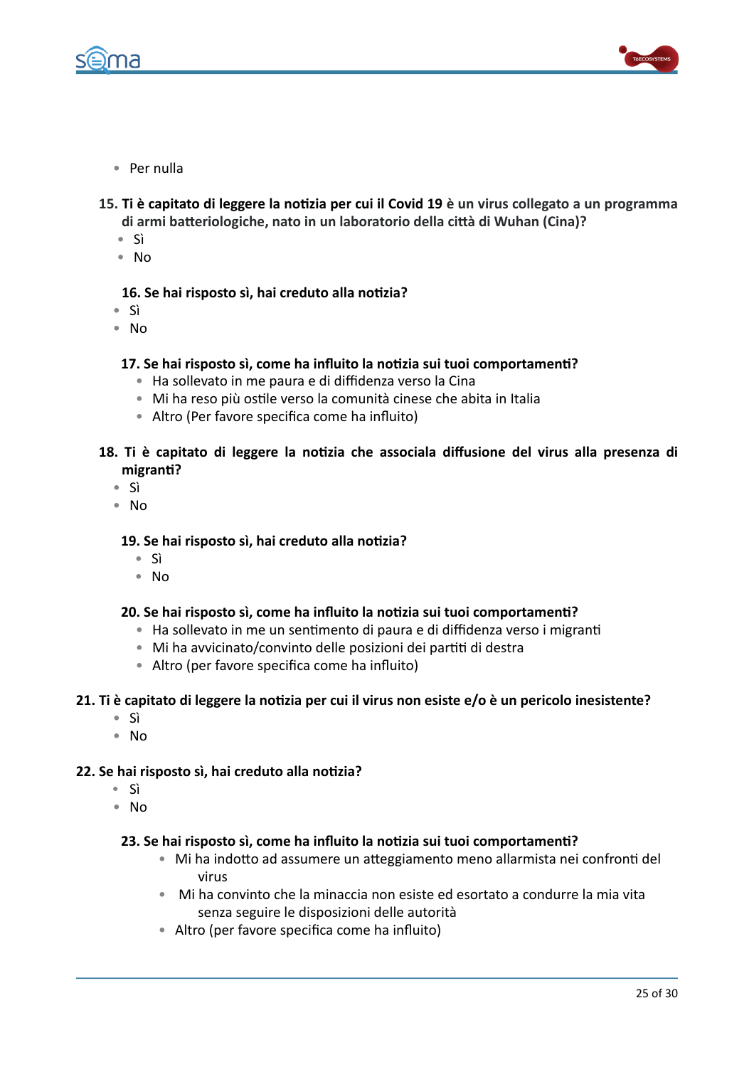- Per nulla

**15. Ti è capitato di leggere la notizia per cui il Covid 19 è un virus collegato a un programma di armi batteriologiche, nato in un laboratorio della città di Wuhan (Cina)?**

- Sì
- No

**16. Se hai risposto sì, hai creduto alla notizia?**

- Sì
- No

**17. Se hai risposto sì, come ha influito la notizia sui tuoi comportamenti?**

- Ha sollevato in me paura e di diffidenza verso la Cina
- Mi ha reso più ostile verso la comunità cinese che abita in Italia
- Altro (Per favore specifica come ha influito)

**18. Ti è capitato di leggere la notizia che associala diffusione del virus alla presenza di migranti?**

- Sì
- No

**19. Se hai risposto sì, hai creduto alla notizia?**

- Sì
- No

**20. Se hai risposto sì, come ha influito la notizia sui tuoi comportamenti?**

- Ha sollevato in me un sentimento di paura e di diffidenza verso i migranti
- Mi ha avvicinato/convinto delle posizioni dei partiti di destra
- Altro (per favore specifica come ha influito)

**21. Ti è capitato di leggere la notizia per cui il virus non esiste e/o è un pericolo inesistente?**

- Sì
- No

**22. Se hai risposto sì, hai creduto alla notizia?**

- Sì
- No

**23. Se hai risposto sì, come ha influito la notizia sui tuoi comportamenti?**

- Mi ha indotto ad assumere un atteggiamento meno allarmista nei confronti del virus
- Mi ha convinto che la minaccia non esiste ed esortato a condurre la mia vita senza seguire le disposizioni delle autorità
- Altro (per favore specifica come ha influito)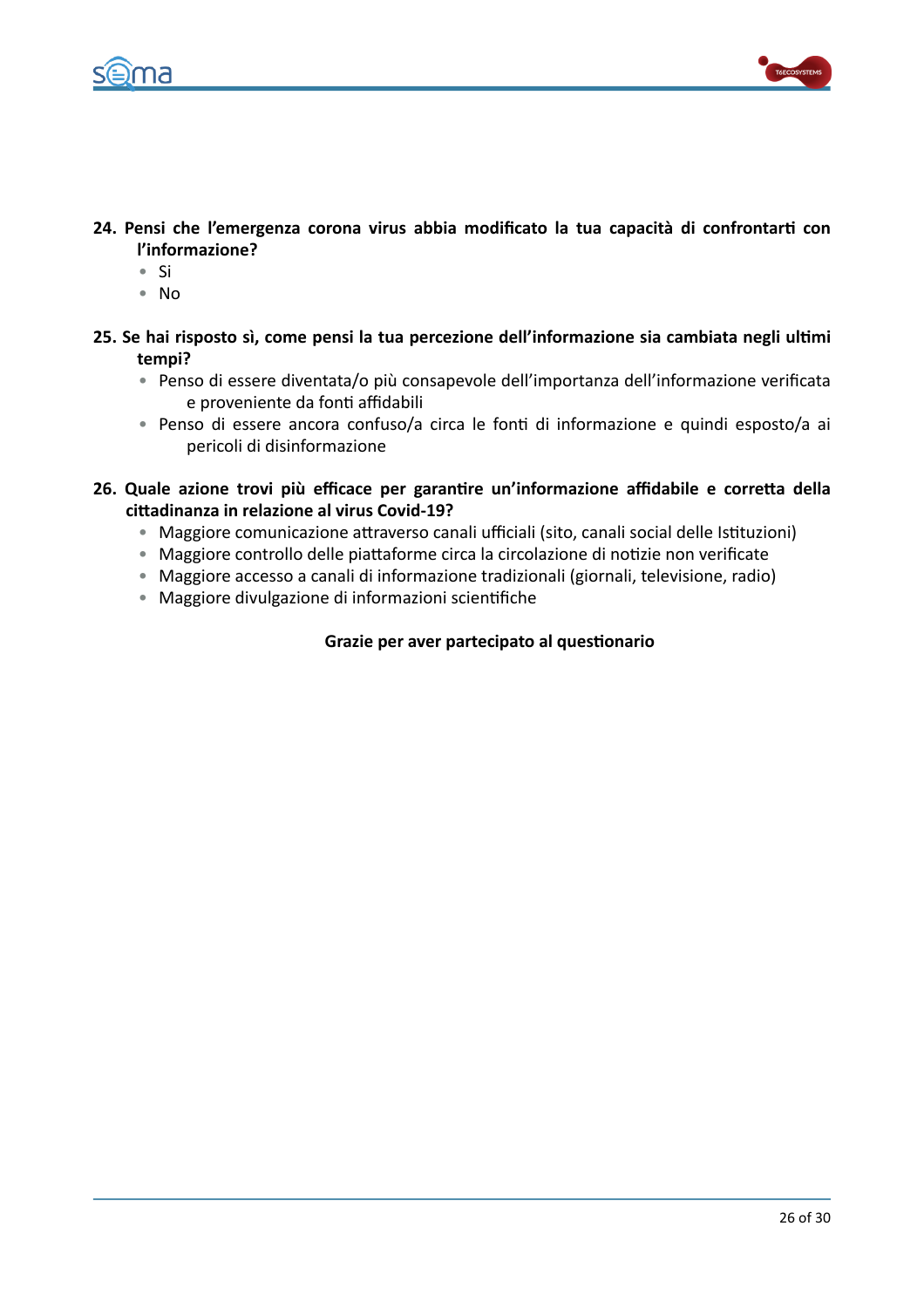**24. Pensi che l'emergenza corona virus abbia modificato la tua capacità di confrontarti con l'informazione?**

- Si
- No

**25. Se hai risposto sì, come pensi la tua percezione dell'informazione sia cambiata negli ultimi tempi?**

- Penso di essere diventata/o più consapevole dell'importanza dell'informazione verificata e proveniente da fonti affidabili
- Penso di essere ancora confuso/a circa le fonti di informazione e quindi esposto/a ai pericoli di disinformazione

**26. Quale azione trovi più efficace per garantire un'informazione affidabile e corretta della cittadinanza in relazione al virus Covid-19?**

- Maggiore comunicazione attraverso canali ufficiali (sito, canali social delle Istituzioni)
- Maggiore controllo delle piattaforme circa la circolazione di notizie non verificate
- Maggiore accesso a canali di informazione tradizionali (giornali, televisione, radio)
- Maggiore divulgazione di informazioni scientifiche

**Grazie per aver partecipato al questionario**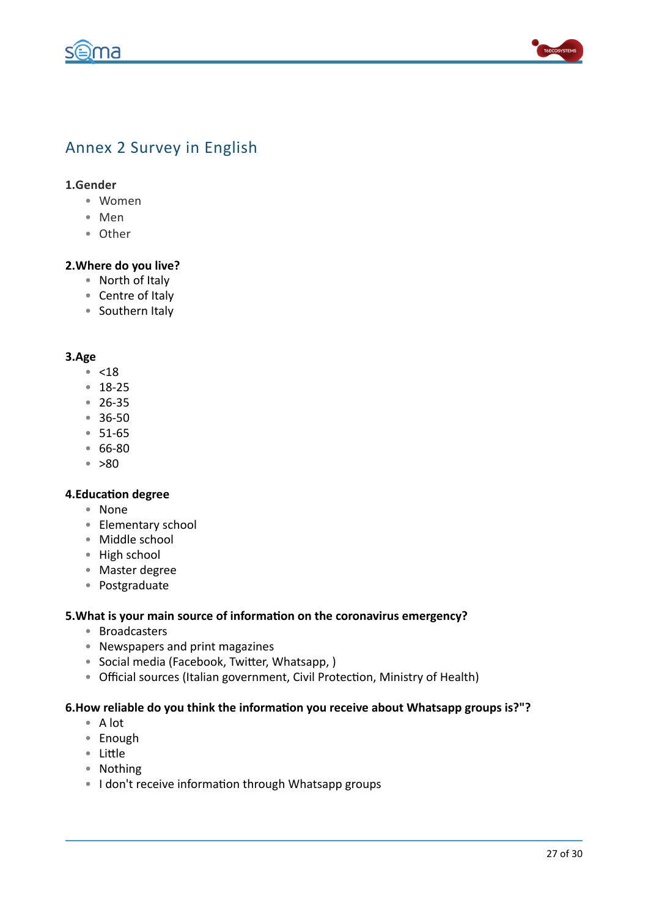# Annex 2 Survey in English

**1.Gender**

- Women
- Men
- Other

**2.Where do you live?**

- North of Italy
- Centre of Italy
- Southern Italy

**3.Age**

- <18
- 18-25
- 26-35
- 36-50
- 51-65
- 66-80
- >80

**4.Education degree**

- None
- Elementary school
- Middle school
- High school
- Master degree
- Postgraduate

**5.What is your main source of information on the coronavirus emergency?**

- Broadcasters
- Newspapers and print magazines
- Social media (Facebook, Twitter, Whatsapp, )
- Official sources (Italian government, Civil Protection, Ministry of Health)

**6.How reliable do you think the information you receive about Whatsapp groups is?"?**

- A lot
- Enough
- Little
- Nothing
- I don't receive information through Whatsapp groups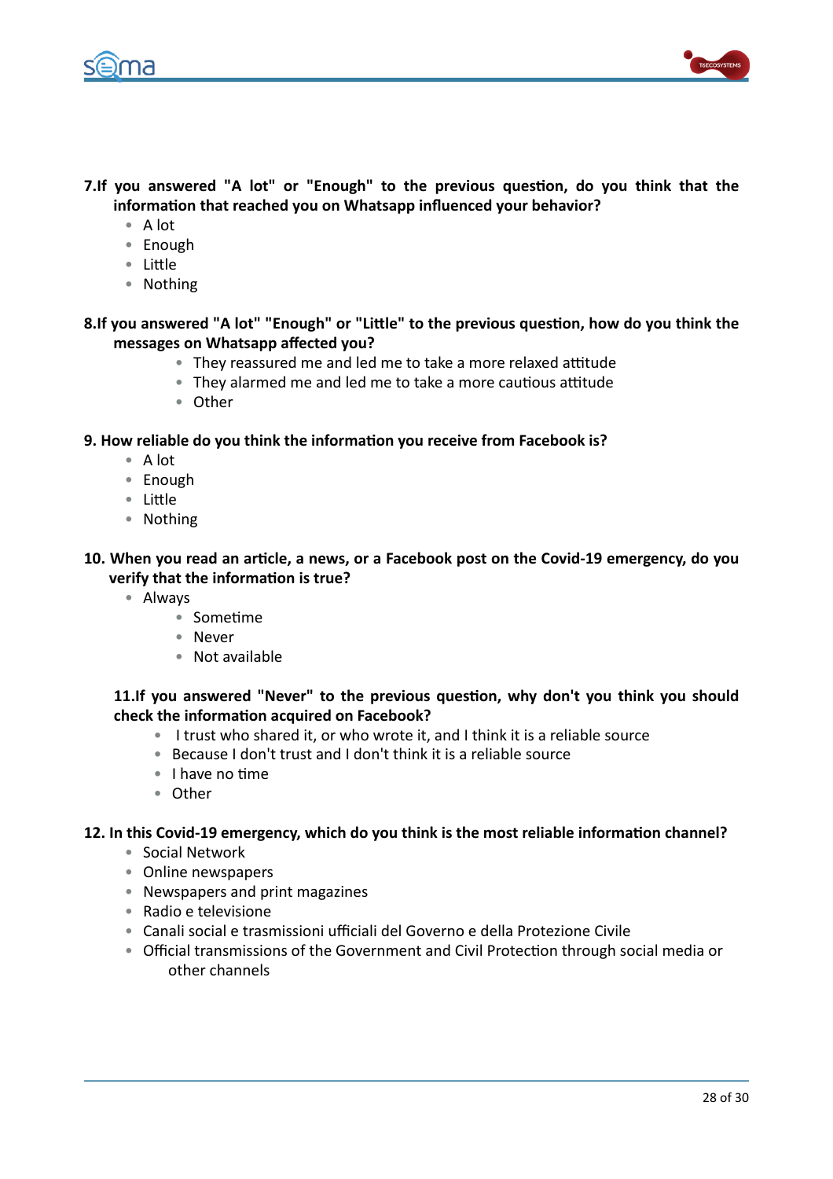**7.If you answered "A lot" or "Enough" to the previous question, do you think that the information that reached you on Whatsapp influenced your behavior?**

- A lot
- Enough
- Little
- Nothing

**8.If you answered "A lot" "Enough" or "Little" to the previous question, how do you think the messages on Whatsapp affected you?**

- They reassured me and led me to take a more relaxed attitude
- They alarmed me and led me to take a more cautious attitude
- Other

**9. How reliable do you think the information you receive from Facebook is?**

- A lot
- Enough
- Little
- Nothing

**10. When you read an article, a news, or a Facebook post on the Covid-19 emergency, do you verify that the information is true?**

- Always
- Sometime
- Never
- Not available

**11.If you answered "Never" to the previous question, why don't you think you should check the information acquired on Facebook?**

- I trust who shared it, or who wrote it, and I think it is a reliable source
- Because I don't trust and I don't think it is a reliable source
- I have no time
- Other

**12. In this Covid-19 emergency, which do you think is the most reliable information channel?**

- Social Network
- Online newspapers
- Newspapers and print magazines
- Radio e televisione
- Canali social e trasmissioni ufficiali del Governo e della Protezione Civile
- Official transmissions of the Government and Civil Protection through social media or other channels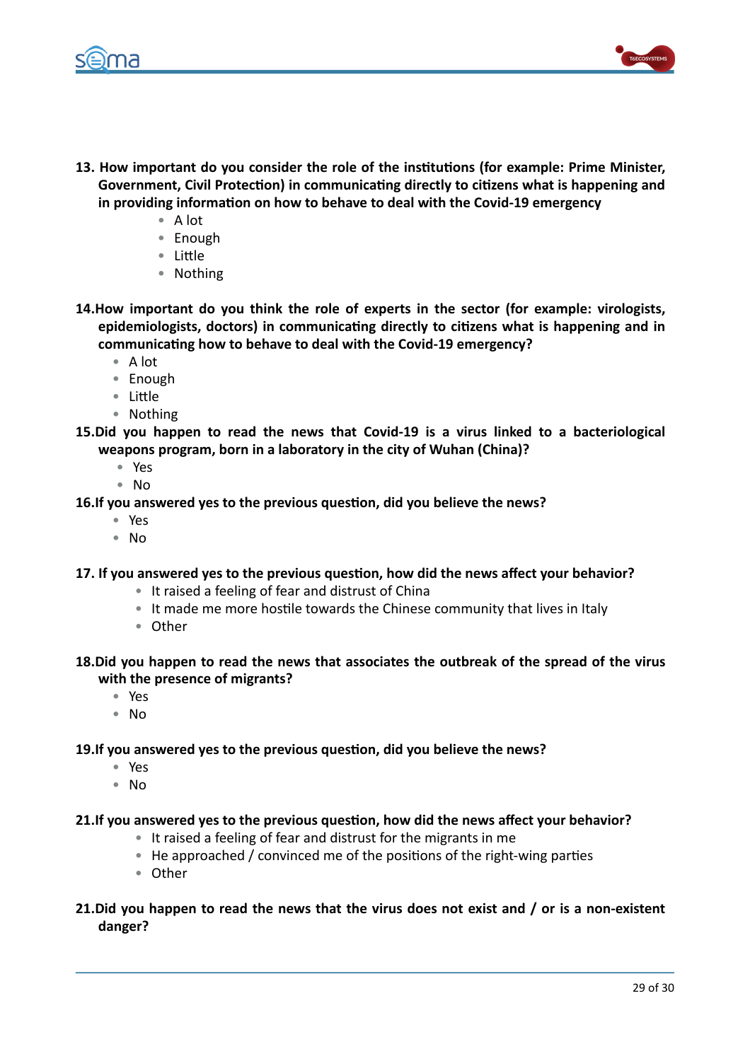**13. How important do you consider the role of the institutions (for example: Prime Minister, Government, Civil Protection) in communicating directly to citizens what is happening and in providing information on how to behave to deal with the Covid-19 emergency**

- A lot
- Enough
- Little
- Nothing

**14.How important do you think the role of experts in the sector (for example: virologists, epidemiologists, doctors) in communicating directly to citizens what is happening and in communicating how to behave to deal with the Covid-19 emergency?**

- A lot
- Enough
- Little
- Nothing

**15.Did you happen to read the news that Covid-19 is a virus linked to a bacteriological weapons program, born in a laboratory in the city of Wuhan (China)?**

- Yes
- No

**16.If you answered yes to the previous question, did you believe the news?**

- Yes
- No

**17. If you answered yes to the previous question, how did the news affect your behavior?**

- It raised a feeling of fear and distrust of China
- It made me more hostile towards the Chinese community that lives in Italy
- Other

**18.Did you happen to read the news that associates the outbreak of the spread of the virus with the presence of migrants?**

- Yes
- No

**19.If you answered yes to the previous question, did you believe the news?**

- Yes
- No

**21.If you answered yes to the previous question, how did the news affect your behavior?**

- It raised a feeling of fear and distrust for the migrants in me
- He approached / convinced me of the positions of the right-wing parties
- Other

**21.Did you happen to read the news that the virus does not exist and / or is a non-existent danger?**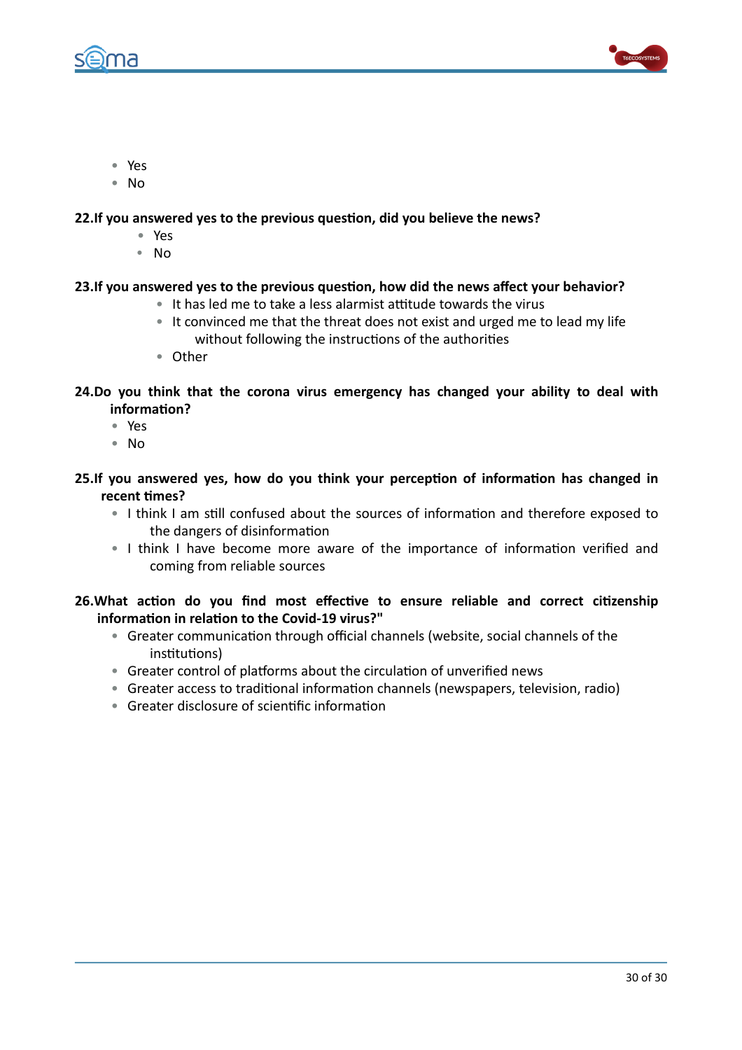- Yes
- No

**22.If you answered yes to the previous question, did you believe the news?**

- Yes
- No

**23.If you answered yes to the previous question, how did the news affect your behavior?**

- It has led me to take a less alarmist attitude towards the virus
- It convinced me that the threat does not exist and urged me to lead my life without following the instructions of the authorities
- Other

**24.Do you think that the corona virus emergency has changed your ability to deal with information?**

- Yes
- No

**25.If you answered yes, how do you think your perception of information has changed in recent times?**

- I think I am still confused about the sources of information and therefore exposed to the dangers of disinformation
- I think I have become more aware of the importance of information verified and coming from reliable sources

**26.What action do you find most effective to ensure reliable and correct citizenship information in relation to the Covid-19 virus?"**

- Greater communication through official channels (website, social channels of the institutions)
- Greater control of platforms about the circulation of unverified news
- Greater access to traditional information channels (newspapers, television, radio)
- Greater disclosure of scientific information